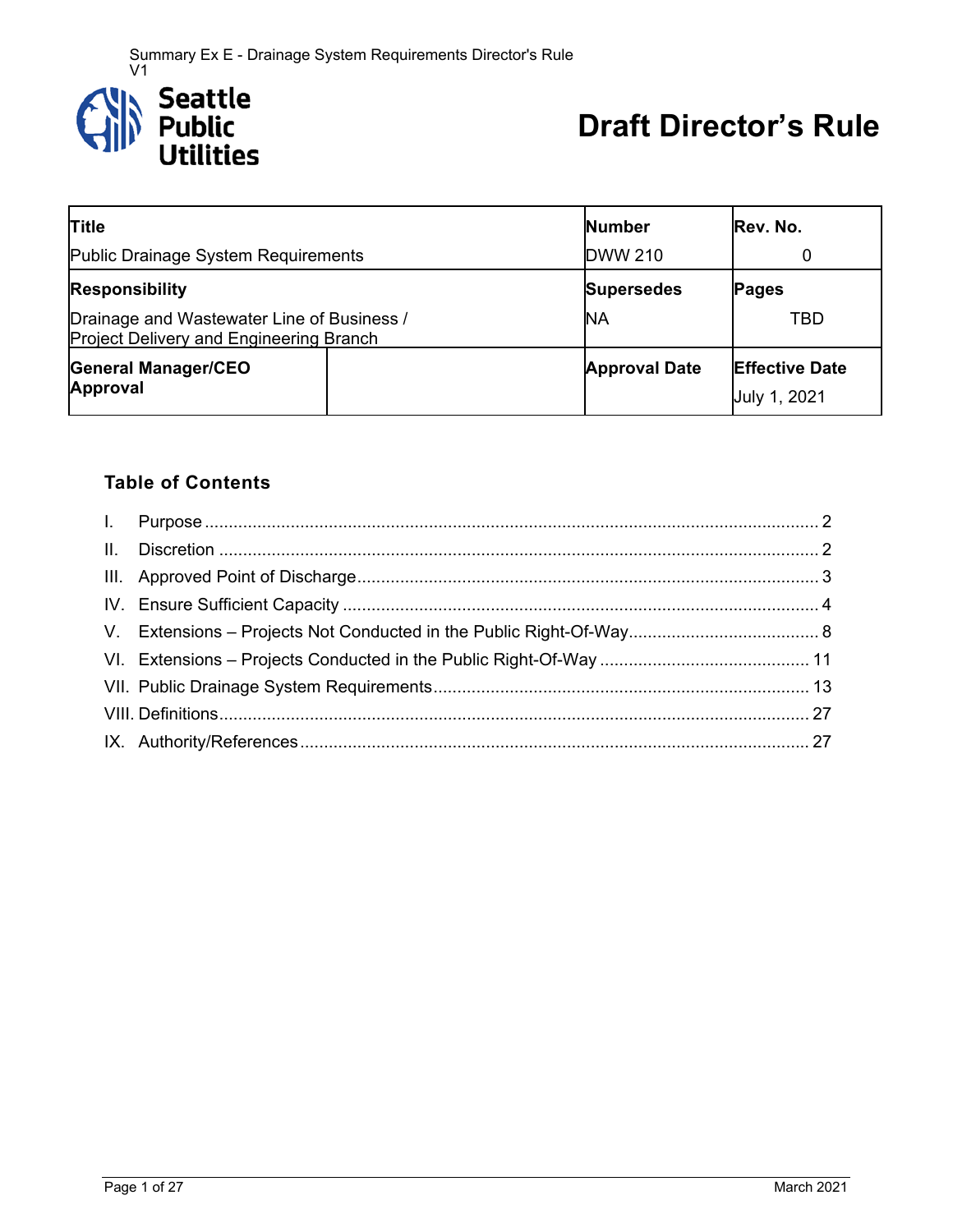Summary Ex E - Drainage System Requirements Director's Rule V1

Seattle Public Utilities

# Draft Director's Rule

| **Title** | | **Number** | **Rev. No.** |
|---|---|---|---|
| Public Drainage System Requirements | | DWW 210 | 0 |
| **Responsibility** | | **Supersedes** | **Pages** |
| Drainage and Wastewater Line of Business / Project Delivery and Engineering Branch | | NA | TBD |
| **General Manager/CEO Approval** | | **Approval Date** | **Effective Date** |
| | | | July 1, 2021 |

## Table of Contents

I. Purpose ........ 2

II. Discretion ........ 2

III. Approved Point of Discharge ........ 3

IV. Ensure Sufficient Capacity ........ 4

V. Extensions – Projects Not Conducted in the Public Right-Of-Way ........ 8

VI. Extensions – Projects Conducted in the Public Right-Of-Way ........ 11

VII. Public Drainage System Requirements ........ 13

VIII. Definitions ........ 27

IX. Authority/References ........ 27

March 2021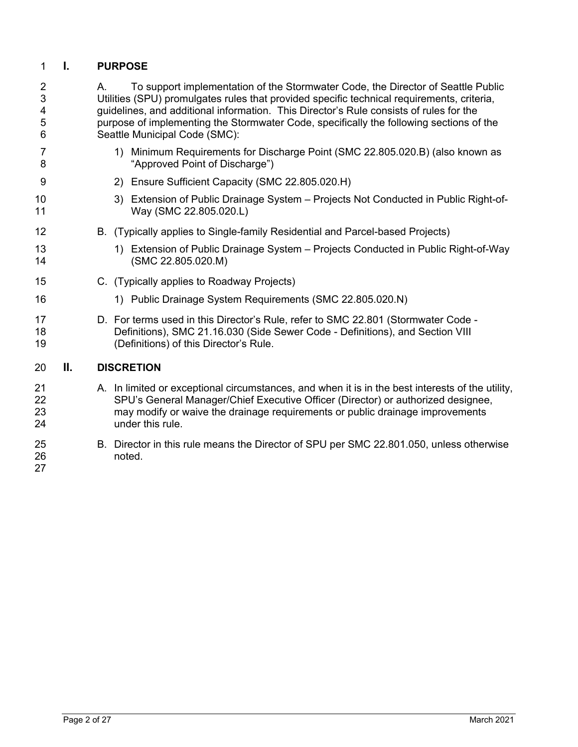## I. PURPOSE

A. To support implementation of the Stormwater Code, the Director of Seattle Public Utilities (SPU) promulgates rules that provided specific technical requirements, criteria, guidelines, and additional information. This Director's Rule consists of rules for the purpose of implementing the Stormwater Code, specifically the following sections of the Seattle Municipal Code (SMC):

1) Minimum Requirements for Discharge Point (SMC 22.805.020.B) (also known as "Approved Point of Discharge")

2) Ensure Sufficient Capacity (SMC 22.805.020.H)

3) Extension of Public Drainage System – Projects Not Conducted in Public Right-of-Way (SMC 22.805.020.L)

B. (Typically applies to Single-family Residential and Parcel-based Projects)

1) Extension of Public Drainage System – Projects Conducted in Public Right-of-Way (SMC 22.805.020.M)

C. (Typically applies to Roadway Projects)

1) Public Drainage System Requirements (SMC 22.805.020.N)

D. For terms used in this Director's Rule, refer to SMC 22.801 (Stormwater Code - Definitions), SMC 21.16.030 (Side Sewer Code - Definitions), and Section VIII (Definitions) of this Director's Rule.

## II. DISCRETION

A. In limited or exceptional circumstances, and when it is in the best interests of the utility, SPU's General Manager/Chief Executive Officer (Director) or authorized designee, may modify or waive the drainage requirements or public drainage improvements under this rule.

B. Director in this rule means the Director of SPU per SMC 22.801.050, unless otherwise noted.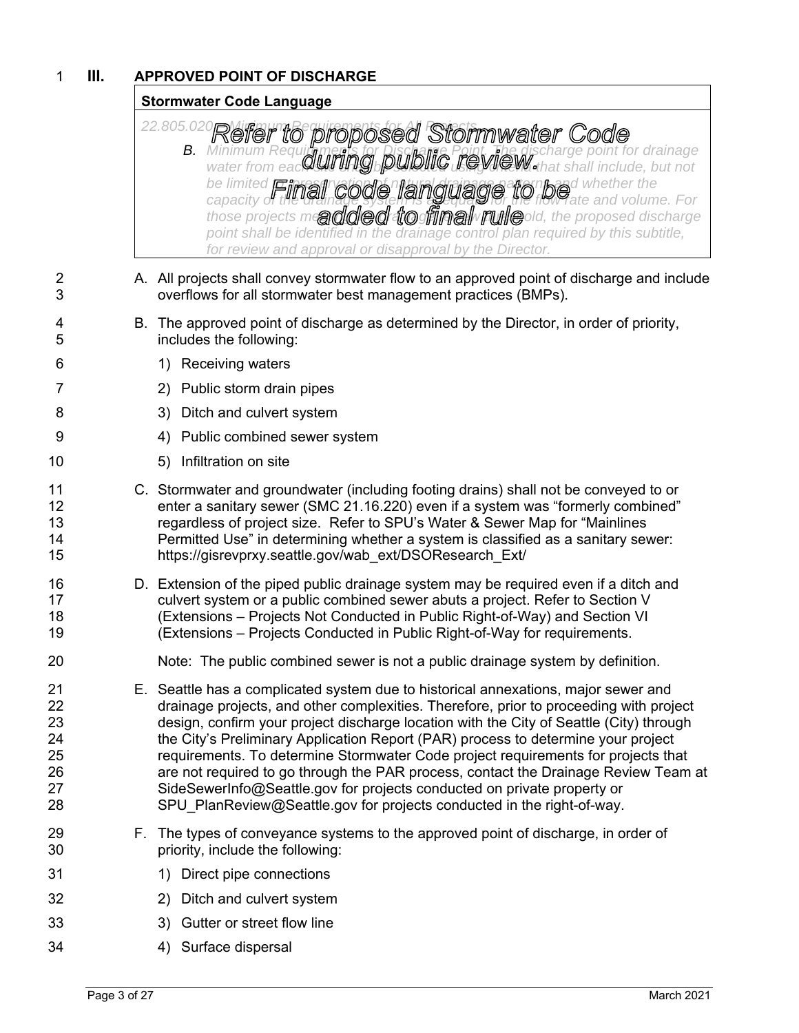## III. APPROVED POINT OF DISCHARGE

**Stormwater Code Language**

*22.805.020 Minimum Requirements for All Projects*

*B. Minimum Requirements for Discharge Point. The discharge point for drainage water from each site shall be selected using criteria that shall include, but not be limited to, preservation of natural drainage patterns and whether the capacity of the drainage system is adequate for the flow rate and volume. For those projects meeting or exceeding the threshold, the proposed discharge point shall be identified in the drainage control plan required by this subtitle, for review and approval or disapproval by the Director.*

**Refer to proposed Stormwater Code during public review. Final code language to be added to final rule**

A. All projects shall convey stormwater flow to an approved point of discharge and include overflows for all stormwater best management practices (BMPs).

B. The approved point of discharge as determined by the Director, in order of priority, includes the following:

1) Receiving waters
2) Public storm drain pipes
3) Ditch and culvert system
4) Public combined sewer system
5) Infiltration on site

C. Stormwater and groundwater (including footing drains) shall not be conveyed to or enter a sanitary sewer (SMC 21.16.220) even if a system was "formerly combined" regardless of project size. Refer to SPU's Water & Sewer Map for "Mainlines Permitted Use" in determining whether a system is classified as a sanitary sewer: https://gisrevprxy.seattle.gov/wab_ext/DSOResearch_Ext/

D. Extension of the piped public drainage system may be required even if a ditch and culvert system or a public combined sewer abuts a project. Refer to Section V (Extensions – Projects Not Conducted in Public Right-of-Way) and Section VI (Extensions – Projects Conducted in Public Right-of-Way for requirements.

Note: The public combined sewer is not a public drainage system by definition.

E. Seattle has a complicated system due to historical annexations, major sewer and drainage projects, and other complexities. Therefore, prior to proceeding with project design, confirm your project discharge location with the City of Seattle (City) through the City's Preliminary Application Report (PAR) process to determine your project requirements. To determine Stormwater Code project requirements for projects that are not required to go through the PAR process, contact the Drainage Review Team at SideSewerInfo@Seattle.gov for projects conducted on private property or SPU_PlanReview@Seattle.gov for projects conducted in the right-of-way.

F. The types of conveyance systems to the approved point of discharge, in order of priority, include the following:

1) Direct pipe connections
2) Ditch and culvert system
3) Gutter or street flow line
4) Surface dispersal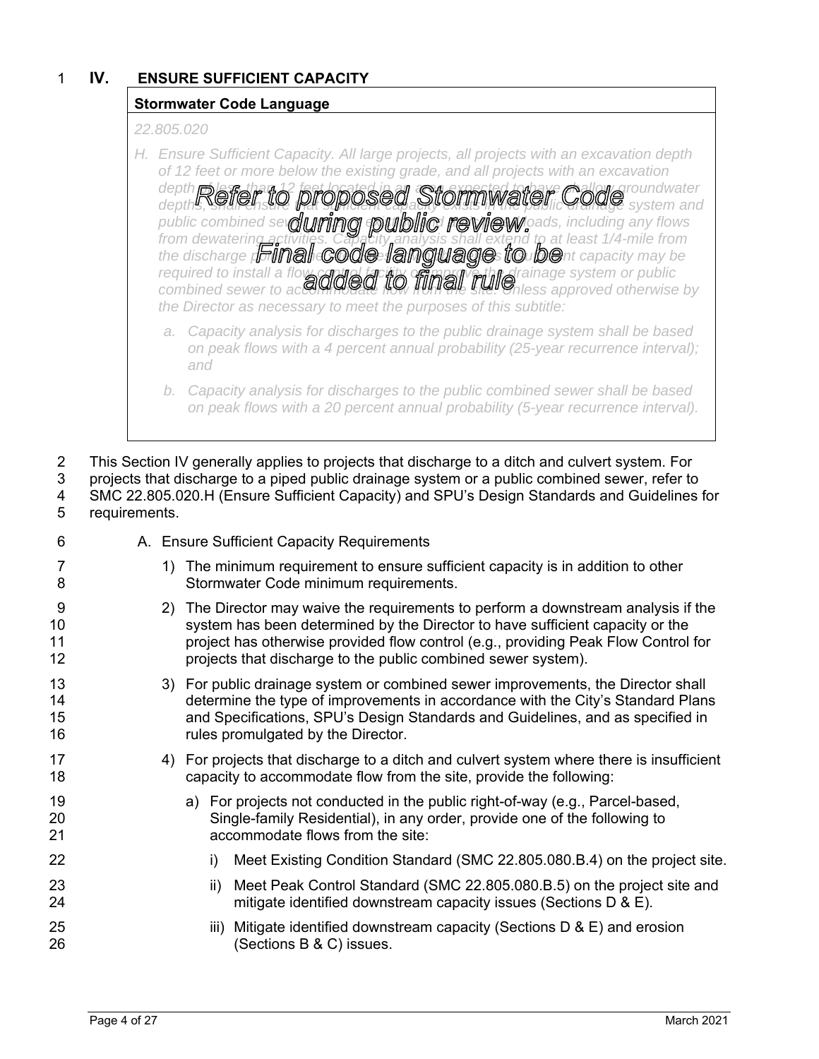# IV. ENSURE SUFFICIENT CAPACITY

**Stormwater Code Language**

*22.805.020*

*H. Ensure Sufficient Capacity. All large projects, all projects with an excavation depth of 12 feet or more below the existing grade, and all projects with an excavation depth of less than 12 feet located in an area expected to have shallow groundwater depths, shall ensure that sufficient capacity exists in the public drainage system and public combined sewer to carry existing and anticipated loads, including any flows from dewatering activities. Capacity analysis shall extend to at least 1/4-mile from the discharge point of the site. Where there is insufficient capacity may be required to install a flow control facility or improve the drainage system or public combined sewer to accommodate flow from the site. Unless approved otherwise by the Director as necessary to meet the purposes of this subtitle:*

*a. Capacity analysis for discharges to the public drainage system shall be based on peak flows with a 4 percent annual probability (25-year recurrence interval); and*

*b. Capacity analysis for discharges to the public combined sewer shall be based on peak flows with a 20 percent annual probability (5-year recurrence interval).*

***Refer to proposed Stormwater Code during public review. Final code language to be added to final rule***

This Section IV generally applies to projects that discharge to a ditch and culvert system. For projects that discharge to a piped public drainage system or a public combined sewer, refer to SMC 22.805.020.H (Ensure Sufficient Capacity) and SPU's Design Standards and Guidelines for requirements.

A. Ensure Sufficient Capacity Requirements

1) The minimum requirement to ensure sufficient capacity is in addition to other Stormwater Code minimum requirements.

2) The Director may waive the requirements to perform a downstream analysis if the system has been determined by the Director to have sufficient capacity or the project has otherwise provided flow control (e.g., providing Peak Flow Control for projects that discharge to the public combined sewer system).

3) For public drainage system or combined sewer improvements, the Director shall determine the type of improvements in accordance with the City's Standard Plans and Specifications, SPU's Design Standards and Guidelines, and as specified in rules promulgated by the Director.

4) For projects that discharge to a ditch and culvert system where there is insufficient capacity to accommodate flow from the site, provide the following:

   a) For projects not conducted in the public right-of-way (e.g., Parcel-based, Single-family Residential), in any order, provide one of the following to accommodate flows from the site:

      i) Meet Existing Condition Standard (SMC 22.805.080.B.4) on the project site.

      ii) Meet Peak Control Standard (SMC 22.805.080.B.5) on the project site and mitigate identified downstream capacity issues (Sections D & E).

      iii) Mitigate identified downstream capacity (Sections D & E) and erosion (Sections B & C) issues.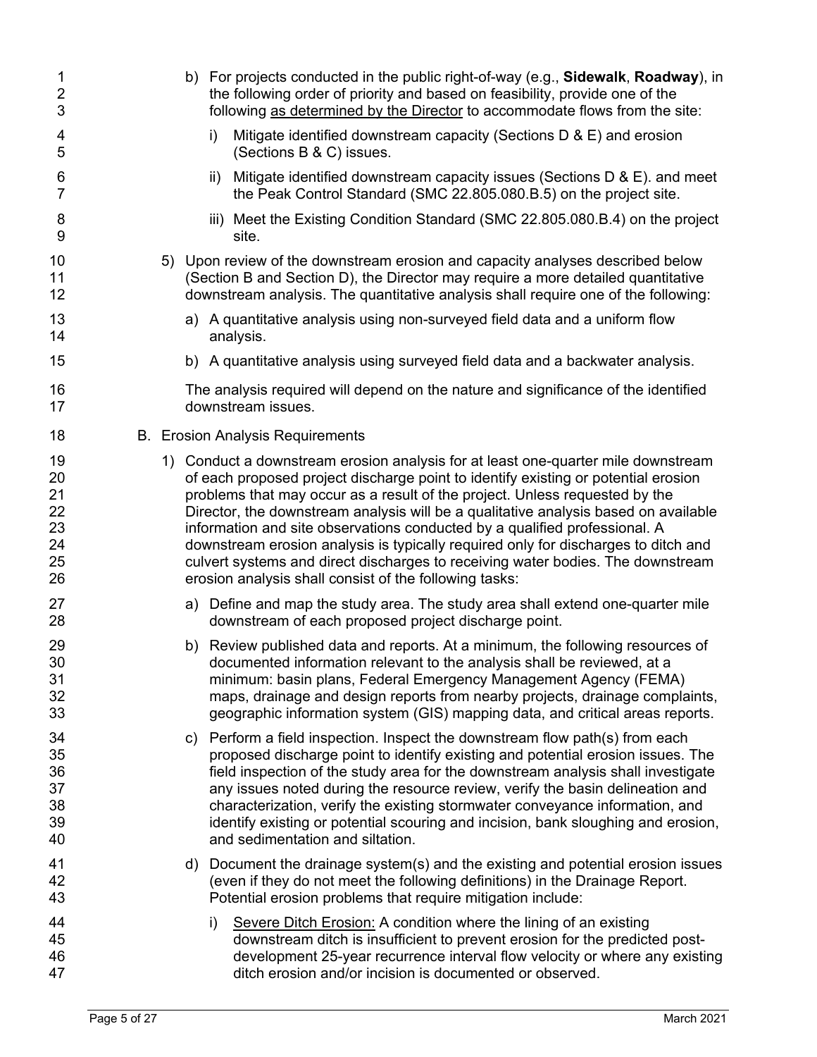b) For projects conducted in the public right-of-way (e.g., **Sidewalk**, **Roadway**), in the following order of priority and based on feasibility, provide one of the following as determined by the Director to accommodate flows from the site:

   i) Mitigate identified downstream capacity (Sections D & E) and erosion (Sections B & C) issues.

   ii) Mitigate identified downstream capacity issues (Sections D & E). and meet the Peak Control Standard (SMC 22.805.080.B.5) on the project site.

   iii) Meet the Existing Condition Standard (SMC 22.805.080.B.4) on the project site.

5) Upon review of the downstream erosion and capacity analyses described below (Section B and Section D), the Director may require a more detailed quantitative downstream analysis. The quantitative analysis shall require one of the following:

   a) A quantitative analysis using non-surveyed field data and a uniform flow analysis.

   b) A quantitative analysis using surveyed field data and a backwater analysis.

   The analysis required will depend on the nature and significance of the identified downstream issues.

B. Erosion Analysis Requirements

1) Conduct a downstream erosion analysis for at least one-quarter mile downstream of each proposed project discharge point to identify existing or potential erosion problems that may occur as a result of the project. Unless requested by the Director, the downstream analysis will be a qualitative analysis based on available information and site observations conducted by a qualified professional. A downstream erosion analysis is typically required only for discharges to ditch and culvert systems and direct discharges to receiving water bodies. The downstream erosion analysis shall consist of the following tasks:

   a) Define and map the study area. The study area shall extend one-quarter mile downstream of each proposed project discharge point.

   b) Review published data and reports. At a minimum, the following resources of documented information relevant to the analysis shall be reviewed, at a minimum: basin plans, Federal Emergency Management Agency (FEMA) maps, drainage and design reports from nearby projects, drainage complaints, geographic information system (GIS) mapping data, and critical areas reports.

   c) Perform a field inspection. Inspect the downstream flow path(s) from each proposed discharge point to identify existing and potential erosion issues. The field inspection of the study area for the downstream analysis shall investigate any issues noted during the resource review, verify the basin delineation and characterization, verify the existing stormwater conveyance information, and identify existing or potential scouring and incision, bank sloughing and erosion, and sedimentation and siltation.

   d) Document the drainage system(s) and the existing and potential erosion issues (even if they do not meet the following definitions) in the Drainage Report. Potential erosion problems that require mitigation include:

      i) Severe Ditch Erosion: A condition where the lining of an existing downstream ditch is insufficient to prevent erosion for the predicted post-development 25-year recurrence interval flow velocity or where any existing ditch erosion and/or incision is documented or observed.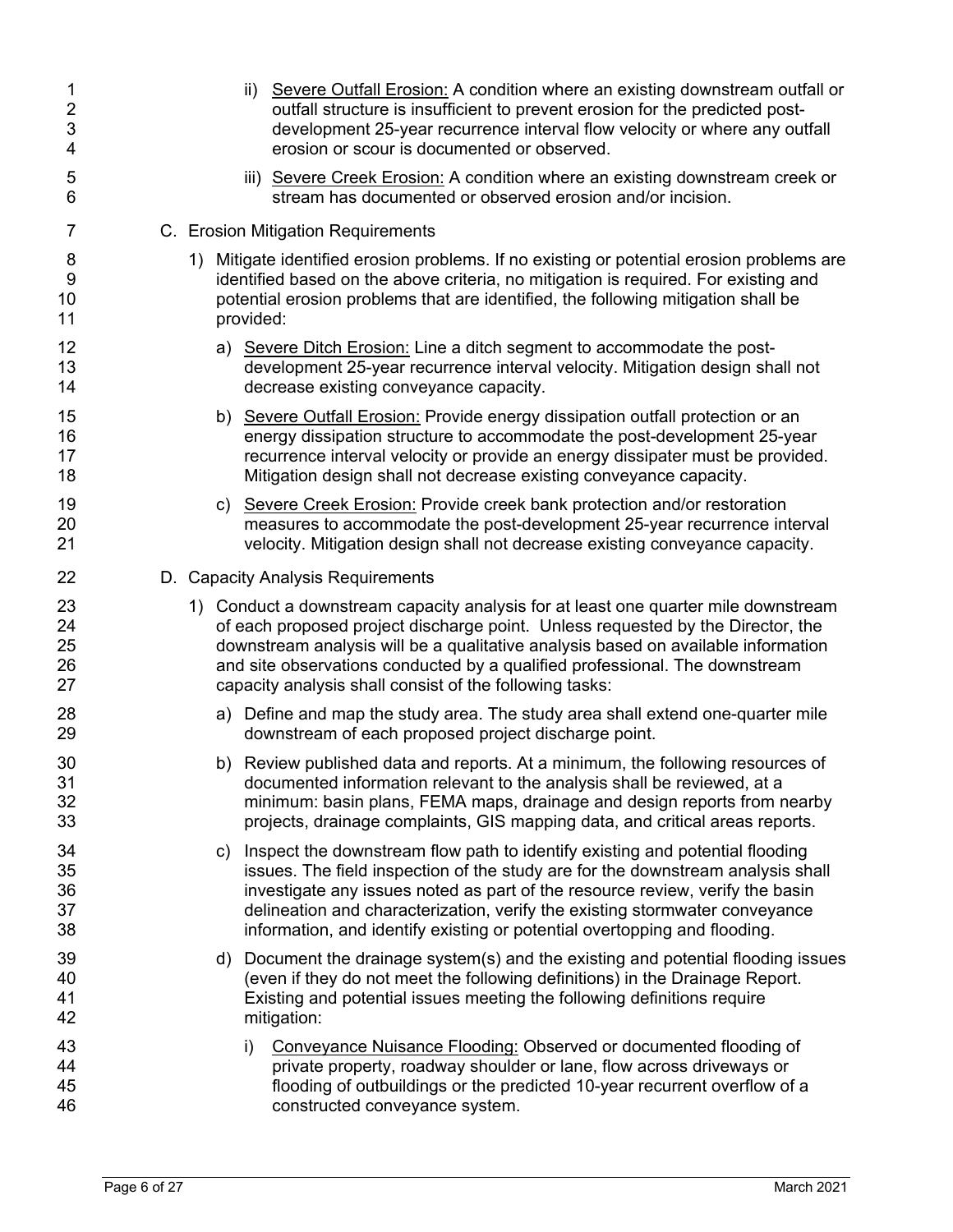ii) Underlined: Severe Outfall Erosion: A condition where an existing downstream outfall or outfall structure is insufficient to prevent erosion for the predicted post-development 25-year recurrence interval flow velocity or where any outfall erosion or scour is documented or observed.

iii) Severe Creek Erosion: A condition where an existing downstream creek or stream has documented or observed erosion and/or incision.

C. Erosion Mitigation Requirements

1) Mitigate identified erosion problems. If no existing or potential erosion problems are identified based on the above criteria, no mitigation is required. For existing and potential erosion problems that are identified, the following mitigation shall be provided:

a) Severe Ditch Erosion: Line a ditch segment to accommodate the post-development 25-year recurrence interval velocity. Mitigation design shall not decrease existing conveyance capacity.

b) Severe Outfall Erosion: Provide energy dissipation outfall protection or an energy dissipation structure to accommodate the post-development 25-year recurrence interval velocity or provide an energy dissipater must be provided. Mitigation design shall not decrease existing conveyance capacity.

c) Severe Creek Erosion: Provide creek bank protection and/or restoration measures to accommodate the post-development 25-year recurrence interval velocity. Mitigation design shall not decrease existing conveyance capacity.

D. Capacity Analysis Requirements

1) Conduct a downstream capacity analysis for at least one quarter mile downstream of each proposed project discharge point. Unless requested by the Director, the downstream analysis will be a qualitative analysis based on available information and site observations conducted by a qualified professional. The downstream capacity analysis shall consist of the following tasks:

a) Define and map the study area. The study area shall extend one-quarter mile downstream of each proposed project discharge point.

b) Review published data and reports. At a minimum, the following resources of documented information relevant to the analysis shall be reviewed, at a minimum: basin plans, FEMA maps, drainage and design reports from nearby projects, drainage complaints, GIS mapping data, and critical areas reports.

c) Inspect the downstream flow path to identify existing and potential flooding issues. The field inspection of the study are for the downstream analysis shall investigate any issues noted as part of the resource review, verify the basin delineation and characterization, verify the existing stormwater conveyance information, and identify existing or potential overtopping and flooding.

d) Document the drainage system(s) and the existing and potential flooding issues (even if they do not meet the following definitions) in the Drainage Report. Existing and potential issues meeting the following definitions require mitigation:

i) Conveyance Nuisance Flooding: Observed or documented flooding of private property, roadway shoulder or lane, flow across driveways or flooding of outbuildings or the predicted 10-year recurrent overflow of a constructed conveyance system.

ii) Severe Outfall Erosion: A condition where an existing downstream outfall or outfall structure is insufficient to prevent erosion for the predicted post-development 25-year recurrence interval flow velocity or where any outfall erosion or scour is documented or observed.

iii) Severe Creek Erosion: A condition where an existing downstream creek or stream has documented or observed erosion and/or incision.

C. Erosion Mitigation Requirements

1) Mitigate identified erosion problems. If no existing or potential erosion problems are identified based on the above criteria, no mitigation is required. For existing and potential erosion problems that are identified, the following mitigation shall be provided:

a) Severe Ditch Erosion: Line a ditch segment to accommodate the post-development 25-year recurrence interval velocity. Mitigation design shall not decrease existing conveyance capacity.

b) Severe Outfall Erosion: Provide energy dissipation outfall protection or an energy dissipation structure to accommodate the post-development 25-year recurrence interval velocity or provide an energy dissipater must be provided. Mitigation design shall not decrease existing conveyance capacity.

c) Severe Creek Erosion: Provide creek bank protection and/or restoration measures to accommodate the post-development 25-year recurrence interval velocity. Mitigation design shall not decrease existing conveyance capacity.

D. Capacity Analysis Requirements

1) Conduct a downstream capacity analysis for at least one quarter mile downstream of each proposed project discharge point. Unless requested by the Director, the downstream analysis will be a qualitative analysis based on available information and site observations conducted by a qualified professional. The downstream capacity analysis shall consist of the following tasks:

a) Define and map the study area. The study area shall extend one-quarter mile downstream of each proposed project discharge point.

b) Review published data and reports. At a minimum, the following resources of documented information relevant to the analysis shall be reviewed, at a minimum: basin plans, FEMA maps, drainage and design reports from nearby projects, drainage complaints, GIS mapping data, and critical areas reports.

c) Inspect the downstream flow path to identify existing and potential flooding issues. The field inspection of the study are for the downstream analysis shall investigate any issues noted as part of the resource review, verify the basin delineation and characterization, verify the existing stormwater conveyance information, and identify existing or potential overtopping and flooding.

d) Document the drainage system(s) and the existing and potential flooding issues (even if they do not meet the following definitions) in the Drainage Report. Existing and potential issues meeting the following definitions require mitigation:

i) Conveyance Nuisance Flooding: Observed or documented flooding of private property, roadway shoulder or lane, flow across driveways or flooding of outbuildings or the predicted 10-year recurrent overflow of a constructed conveyance system.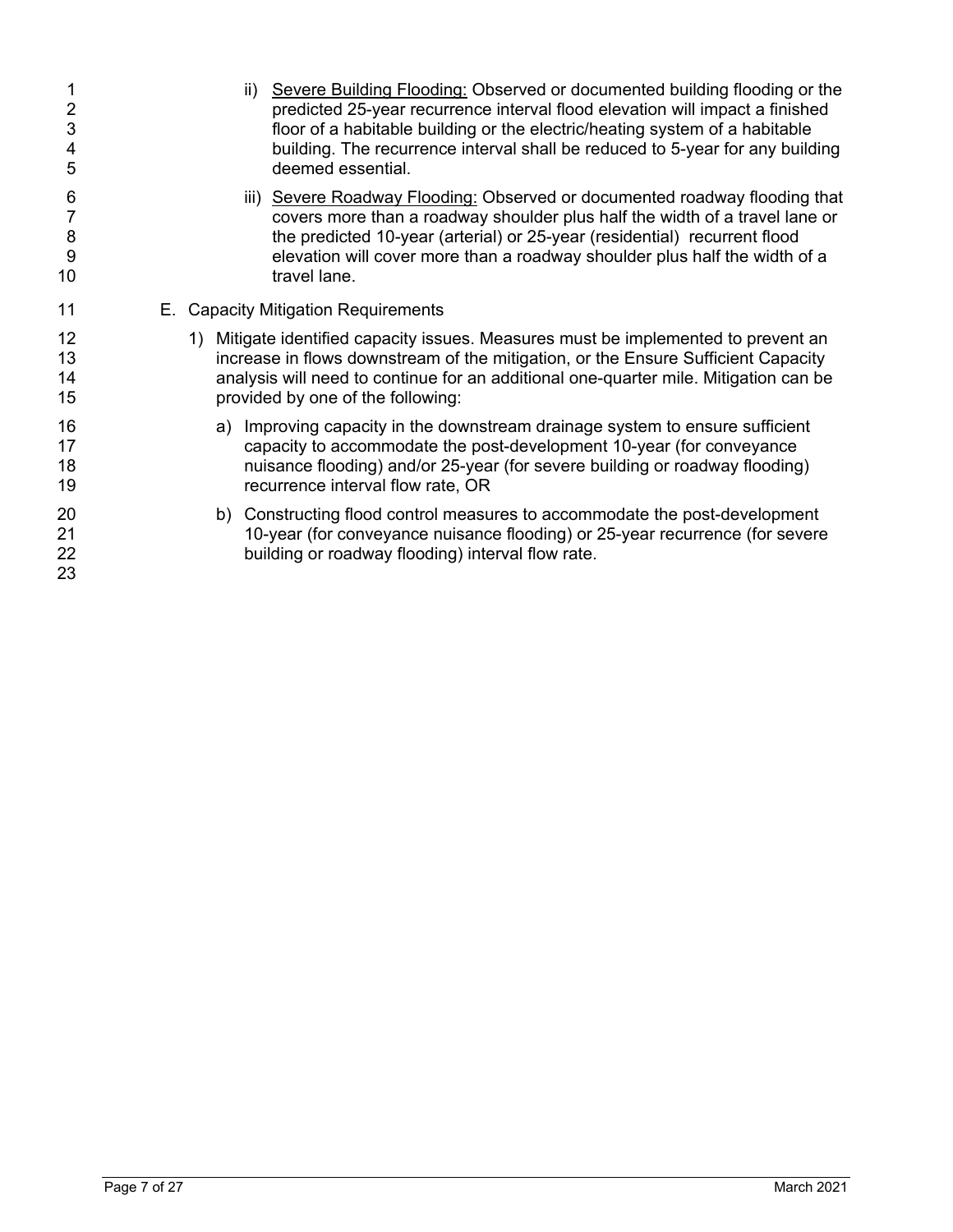ii) <u>Severe Building Flooding:</u> Observed or documented building flooding or the predicted 25-year recurrence interval flood elevation will impact a finished floor of a habitable building or the electric/heating system of a habitable building. The recurrence interval shall be reduced to 5-year for any building deemed essential.

iii) <u>Severe Roadway Flooding:</u> Observed or documented roadway flooding that covers more than a roadway shoulder plus half the width of a travel lane or the predicted 10-year (arterial) or 25-year (residential) recurrent flood elevation will cover more than a roadway shoulder plus half the width of a travel lane.

E. Capacity Mitigation Requirements

1) Mitigate identified capacity issues. Measures must be implemented to prevent an increase in flows downstream of the mitigation, or the Ensure Sufficient Capacity analysis will need to continue for an additional one-quarter mile. Mitigation can be provided by one of the following:

   a) Improving capacity in the downstream drainage system to ensure sufficient capacity to accommodate the post-development 10-year (for conveyance nuisance flooding) and/or 25-year (for severe building or roadway flooding) recurrence interval flow rate, OR

   b) Constructing flood control measures to accommodate the post-development 10-year (for conveyance nuisance flooding) or 25-year recurrence (for severe building or roadway flooding) interval flow rate.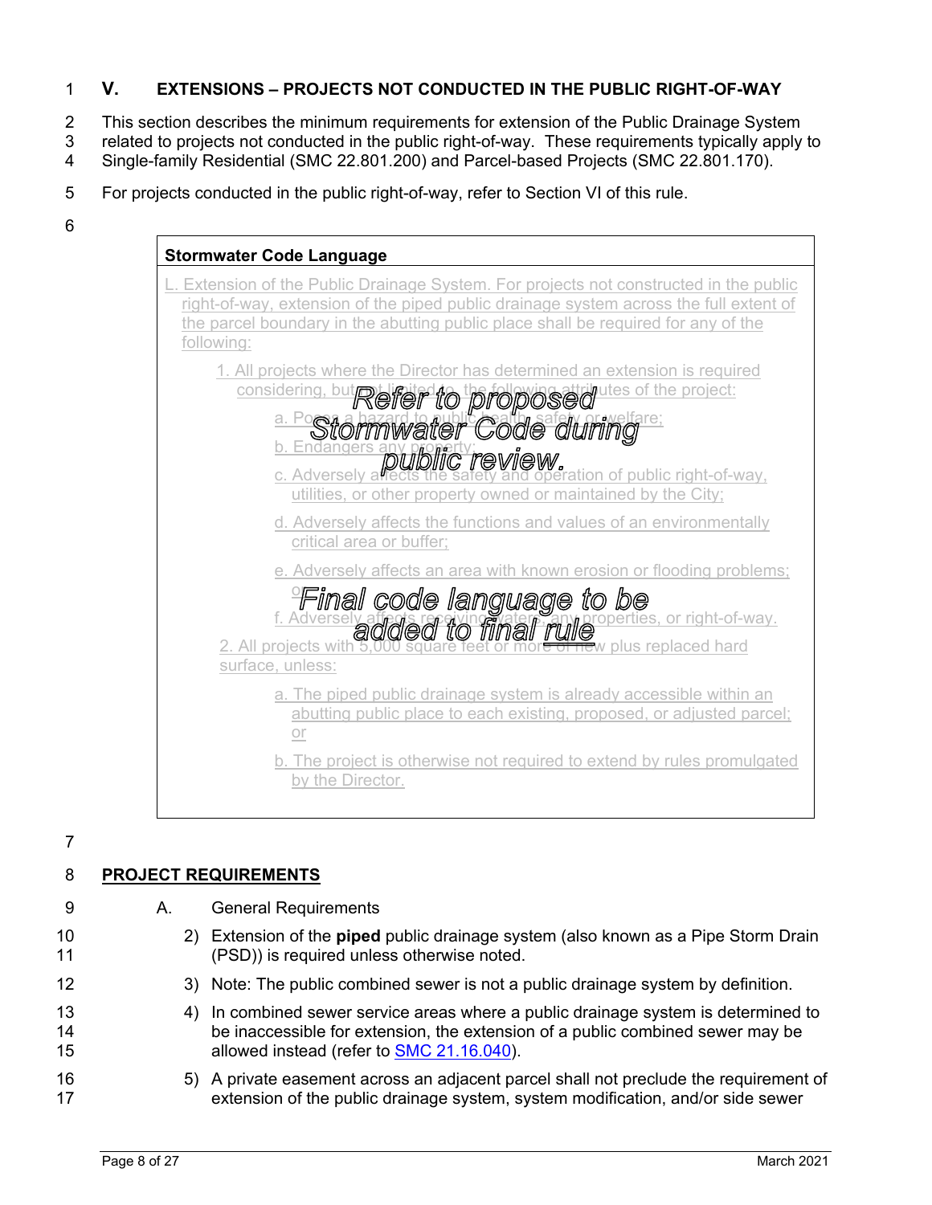## V. EXTENSIONS – PROJECTS NOT CONDUCTED IN THE PUBLIC RIGHT-OF-WAY

This section describes the minimum requirements for extension of the Public Drainage System related to projects not conducted in the public right-of-way. These requirements typically apply to Single-family Residential (SMC 22.801.200) and Parcel-based Projects (SMC 22.801.170).

For projects conducted in the public right-of-way, refer to Section VI of this rule.

**Stormwater Code Language**

*Refer to proposed Stormwater Code during public review.*

*Final code language to be added to final rule*

L. Extension of the Public Drainage System. For projects not constructed in the public right-of-way, extension of the piped public drainage system across the full extent of the parcel boundary in the abutting public place shall be required for any of the following:

1. All projects where the Director has determined an extension is required considering, but not limited to, the following attributes of the project:
   - a. Poses a hazard to public health, safety or welfare;
   - b. Endangers any property;
   - c. Adversely affects the safety and operation of public right-of-way, utilities, or other property owned or maintained by the City;
   - d. Adversely affects the functions and values of an environmentally critical area or buffer;
   - e. Adversely affects an area with known erosion or flooding problems; or
   - f. Adversely affects receiving waters, any properties, or right-of-way.
2. All projects with 5,000 square feet or more of new plus replaced hard surface, unless:
   - a. The piped public drainage system is already accessible within an abutting public place to each existing, proposed, or adjusted parcel; or
   - b. The project is otherwise not required to extend by rules promulgated by the Director.

## PROJECT REQUIREMENTS

A. General Requirements

2) Extension of the **piped** public drainage system (also known as a Pipe Storm Drain (PSD)) is required unless otherwise noted.

3) Note: The public combined sewer is not a public drainage system by definition.

4) In combined sewer service areas where a public drainage system is determined to be inaccessible for extension, the extension of a public combined sewer may be allowed instead (refer to SMC 21.16.040).

5) A private easement across an adjacent parcel shall not preclude the requirement of extension of the public drainage system, system modification, and/or side sewer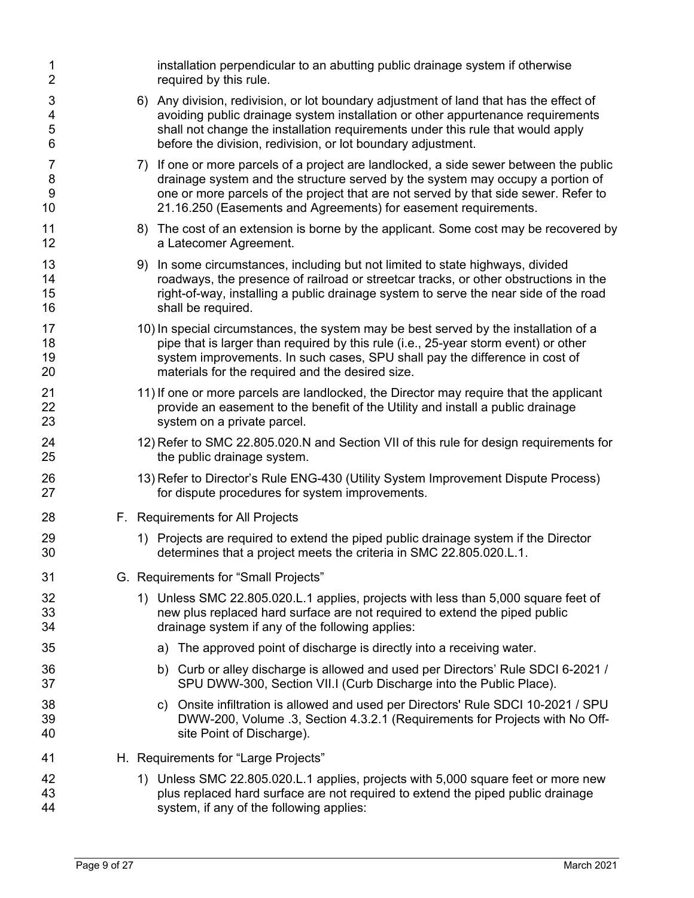installation perpendicular to an abutting public drainage system if otherwise required by this rule.

6) Any division, redivision, or lot boundary adjustment of land that has the effect of avoiding public drainage system installation or other appurtenance requirements shall not change the installation requirements under this rule that would apply before the division, redivision, or lot boundary adjustment.

7) If one or more parcels of a project are landlocked, a side sewer between the public drainage system and the structure served by the system may occupy a portion of one or more parcels of the project that are not served by that side sewer. Refer to 21.16.250 (Easements and Agreements) for easement requirements.

8) The cost of an extension is borne by the applicant. Some cost may be recovered by a Latecomer Agreement.

9) In some circumstances, including but not limited to state highways, divided roadways, the presence of railroad or streetcar tracks, or other obstructions in the right-of-way, installing a public drainage system to serve the near side of the road shall be required.

10) In special circumstances, the system may be best served by the installation of a pipe that is larger than required by this rule (i.e., 25-year storm event) or other system improvements. In such cases, SPU shall pay the difference in cost of materials for the required and the desired size.

11) If one or more parcels are landlocked, the Director may require that the applicant provide an easement to the benefit of the Utility and install a public drainage system on a private parcel.

12) Refer to SMC 22.805.020.N and Section VII of this rule for design requirements for the public drainage system.

13) Refer to Director's Rule ENG-430 (Utility System Improvement Dispute Process) for dispute procedures for system improvements.

F. Requirements for All Projects

1) Projects are required to extend the piped public drainage system if the Director determines that a project meets the criteria in SMC 22.805.020.L.1.

G. Requirements for "Small Projects"

1) Unless SMC 22.805.020.L.1 applies, projects with less than 5,000 square feet of new plus replaced hard surface are not required to extend the piped public drainage system if any of the following applies:

a) The approved point of discharge is directly into a receiving water.

b) Curb or alley discharge is allowed and used per Directors' Rule SDCI 6-2021 / SPU DWW-300, Section VII.I (Curb Discharge into the Public Place).

c) Onsite infiltration is allowed and used per Directors' Rule SDCI 10-2021 / SPU DWW-200, Volume .3, Section 4.3.2.1 (Requirements for Projects with No Off-site Point of Discharge).

H. Requirements for "Large Projects"

1) Unless SMC 22.805.020.L.1 applies, projects with 5,000 square feet or more new plus replaced hard surface are not required to extend the piped public drainage system, if any of the following applies: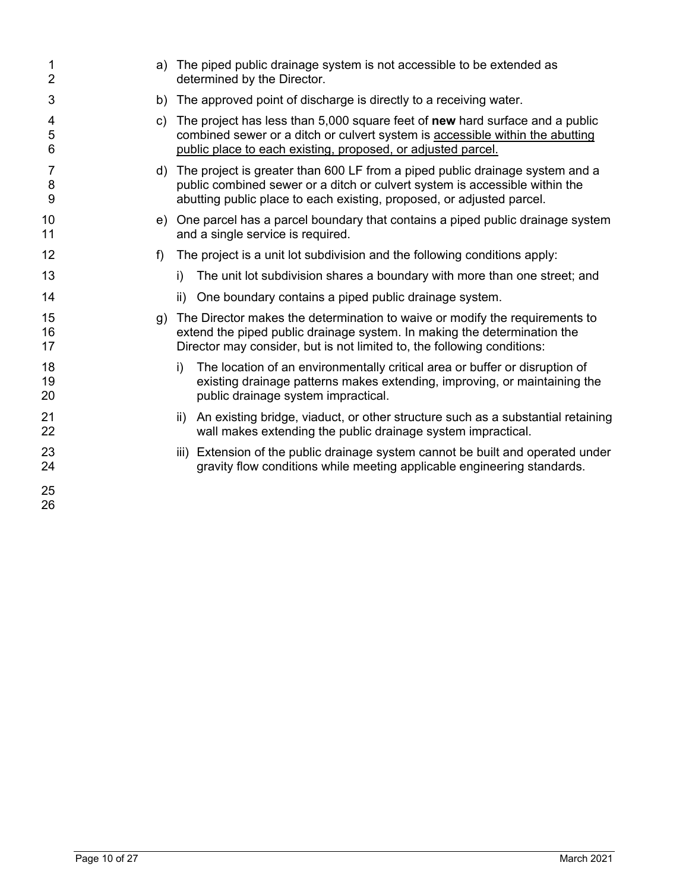a) The piped public drainage system is not accessible to be extended as determined by the Director.

b) The approved point of discharge is directly to a receiving water.

c) The project has less than 5,000 square feet of **new** hard surface and a public combined sewer or a ditch or culvert system is <u>accessible within the abutting public place to each existing, proposed, or adjusted parcel.</u>

d) The project is greater than 600 LF from a piped public drainage system and a public combined sewer or a ditch or culvert system is accessible within the abutting public place to each existing, proposed, or adjusted parcel.

e) One parcel has a parcel boundary that contains a piped public drainage system and a single service is required.

f) The project is a unit lot subdivision and the following conditions apply:

   i) The unit lot subdivision shares a boundary with more than one street; and

   ii) One boundary contains a piped public drainage system.

g) The Director makes the determination to waive or modify the requirements to extend the piped public drainage system. In making the determination the Director may consider, but is not limited to, the following conditions:

   i) The location of an environmentally critical area or buffer or disruption of existing drainage patterns makes extending, improving, or maintaining the public drainage system impractical.

   ii) An existing bridge, viaduct, or other structure such as a substantial retaining wall makes extending the public drainage system impractical.

   iii) Extension of the public drainage system cannot be built and operated under gravity flow conditions while meeting applicable engineering standards.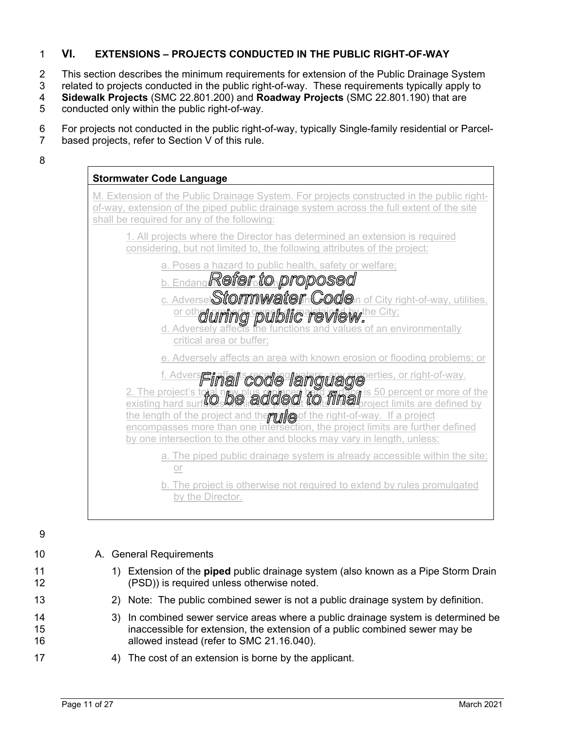# VI. EXTENSIONS – PROJECTS CONDUCTED IN THE PUBLIC RIGHT-OF-WAY

This section describes the minimum requirements for extension of the Public Drainage System related to projects conducted in the public right-of-way. These requirements typically apply to **Sidewalk Projects** (SMC 22.801.200) and **Roadway Projects** (SMC 22.801.190) that are conducted only within the public right-of-way.

For projects not conducted in the public right-of-way, typically Single-family residential or Parcel-based projects, refer to Section V of this rule.

**Stormwater Code Language**

*Refer to proposed Stormwater Code during public review. Final code language to be added to final rule*

M. Extension of the Public Drainage System. For projects constructed in the public right-of-way, extension of the piped public drainage system across the full extent of the site shall be required for any of the following:

1. All projects where the Director has determined an extension is required considering, but not limited to, the following attributes of the project:
   - a. Poses a hazard to public health, safety or welfare;
   - b. Endangers any property;
   - c. Adversely affects the safe operation of City right-of-way, utilities, or other property owned or maintained by the City;
   - d. Adversely affects the functions and values of an environmentally critical area or buffer;
   - e. Adversely affects an area with known erosion or flooding problems; or
   - f. Adversely affects receiving waters, any properties, or right-of-way.
2. The project's total new plus replaced hard surface is 50 percent or more of the existing hard surfaces within the project limits. The project limits are defined by the length of the project and the width of the right-of-way. If a project encompasses more than one intersection, the project limits are further defined by one intersection to the other and blocks may vary in length, unless:
   - a. The piped public drainage system is already accessible within the site; or
   - b. The project is otherwise not required to extend by rules promulgated by the Director.

A. General Requirements

1) Extension of the **piped** public drainage system (also known as a Pipe Storm Drain (PSD)) is required unless otherwise noted.

2) Note: The public combined sewer is not a public drainage system by definition.

3) In combined sewer service areas where a public drainage system is determined be inaccessible for extension, the extension of a public combined sewer may be allowed instead (refer to SMC 21.16.040).

4) The cost of an extension is borne by the applicant.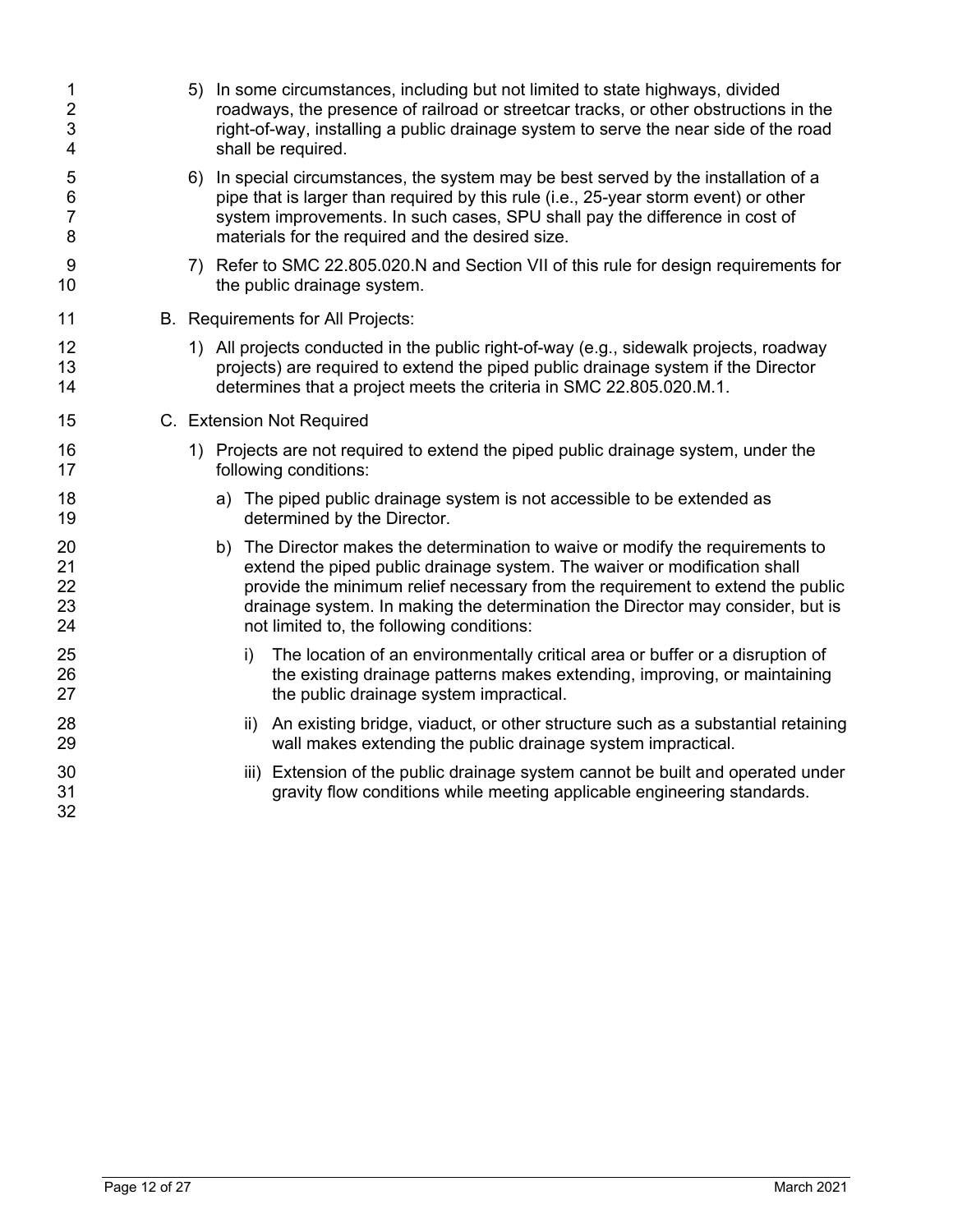5) In some circumstances, including but not limited to state highways, divided roadways, the presence of railroad or streetcar tracks, or other obstructions in the right-of-way, installing a public drainage system to serve the near side of the road shall be required.

6) In special circumstances, the system may be best served by the installation of a pipe that is larger than required by this rule (i.e., 25-year storm event) or other system improvements. In such cases, SPU shall pay the difference in cost of materials for the required and the desired size.

7) Refer to SMC 22.805.020.N and Section VII of this rule for design requirements for the public drainage system.

B. Requirements for All Projects:

1) All projects conducted in the public right-of-way (e.g., sidewalk projects, roadway projects) are required to extend the piped public drainage system if the Director determines that a project meets the criteria in SMC 22.805.020.M.1.

C. Extension Not Required

1) Projects are not required to extend the piped public drainage system, under the following conditions:

a) The piped public drainage system is not accessible to be extended as determined by the Director.

b) The Director makes the determination to waive or modify the requirements to extend the piped public drainage system. The waiver or modification shall provide the minimum relief necessary from the requirement to extend the public drainage system. In making the determination the Director may consider, but is not limited to, the following conditions:

i) The location of an environmentally critical area or buffer or a disruption of the existing drainage patterns makes extending, improving, or maintaining the public drainage system impractical.

ii) An existing bridge, viaduct, or other structure such as a substantial retaining wall makes extending the public drainage system impractical.

iii) Extension of the public drainage system cannot be built and operated under gravity flow conditions while meeting applicable engineering standards.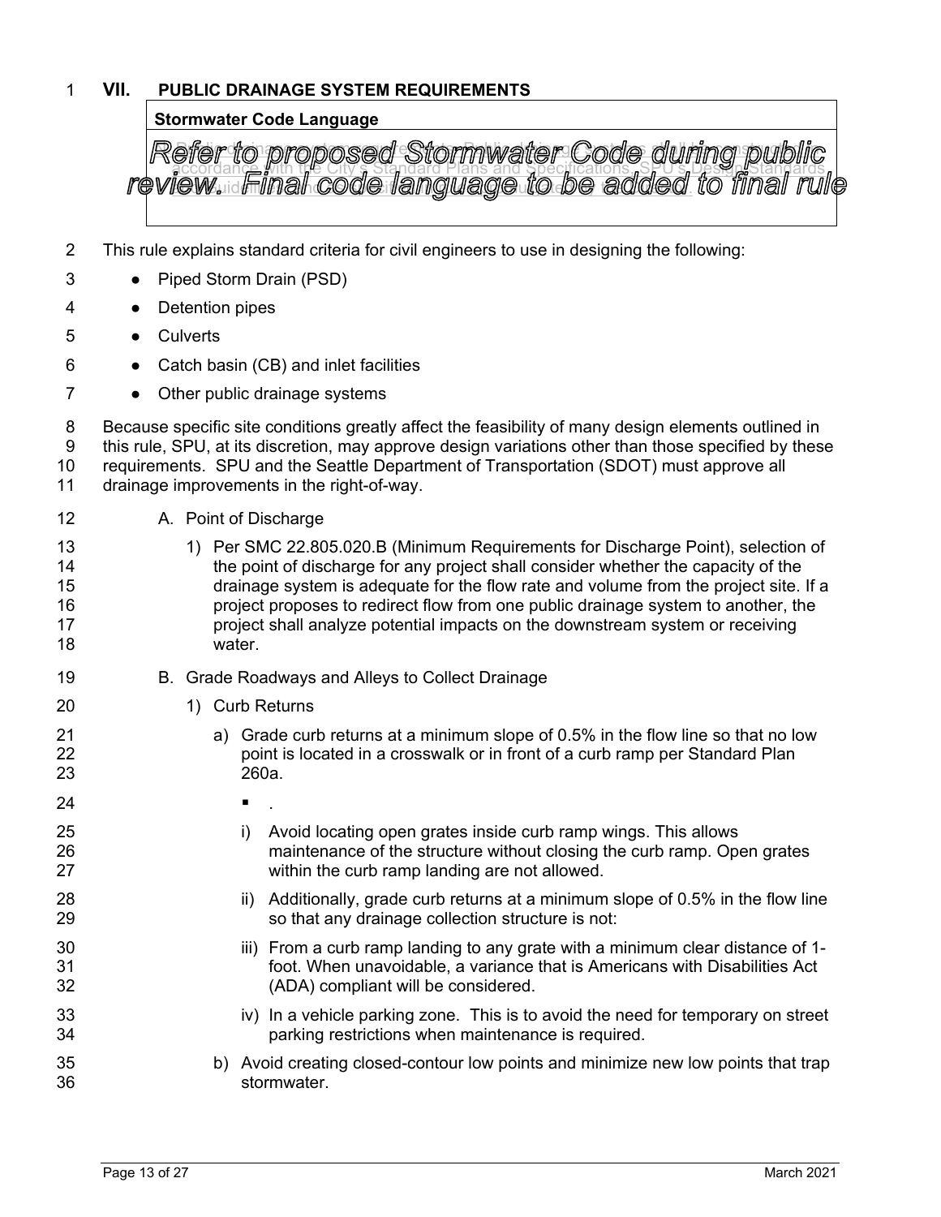# VII. PUBLIC DRAINAGE SYSTEM REQUIREMENTS

**Stormwater Code Language**

*Refer to proposed Stormwater Code during public review. Final code language to be added to final rule*

This rule explains standard criteria for civil engineers to use in designing the following:

- Piped Storm Drain (PSD)
- Detention pipes
- Culverts
- Catch basin (CB) and inlet facilities
- Other public drainage systems

Because specific site conditions greatly affect the feasibility of many design elements outlined in this rule, SPU, at its discretion, may approve design variations other than those specified by these requirements. SPU and the Seattle Department of Transportation (SDOT) must approve all drainage improvements in the right-of-way.

A. Point of Discharge

1) Per SMC 22.805.020.B (Minimum Requirements for Discharge Point), selection of the point of discharge for any project shall consider whether the capacity of the drainage system is adequate for the flow rate and volume from the project site. If a project proposes to redirect flow from one public drainage system to another, the project shall analyze potential impacts on the downstream system or receiving water.

B. Grade Roadways and Alleys to Collect Drainage

1) Curb Returns

a) Grade curb returns at a minimum slope of 0.5% in the flow line so that no low point is located in a crosswalk or in front of a curb ramp per Standard Plan 260a.

- .

i) Avoid locating open grates inside curb ramp wings. This allows maintenance of the structure without closing the curb ramp. Open grates within the curb ramp landing are not allowed.

ii) Additionally, grade curb returns at a minimum slope of 0.5% in the flow line so that any drainage collection structure is not:

iii) From a curb ramp landing to any grate with a minimum clear distance of 1-foot. When unavoidable, a variance that is Americans with Disabilities Act (ADA) compliant will be considered.

iv) In a vehicle parking zone. This is to avoid the need for temporary on street parking restrictions when maintenance is required.

b) Avoid creating closed-contour low points and minimize new low points that trap stormwater.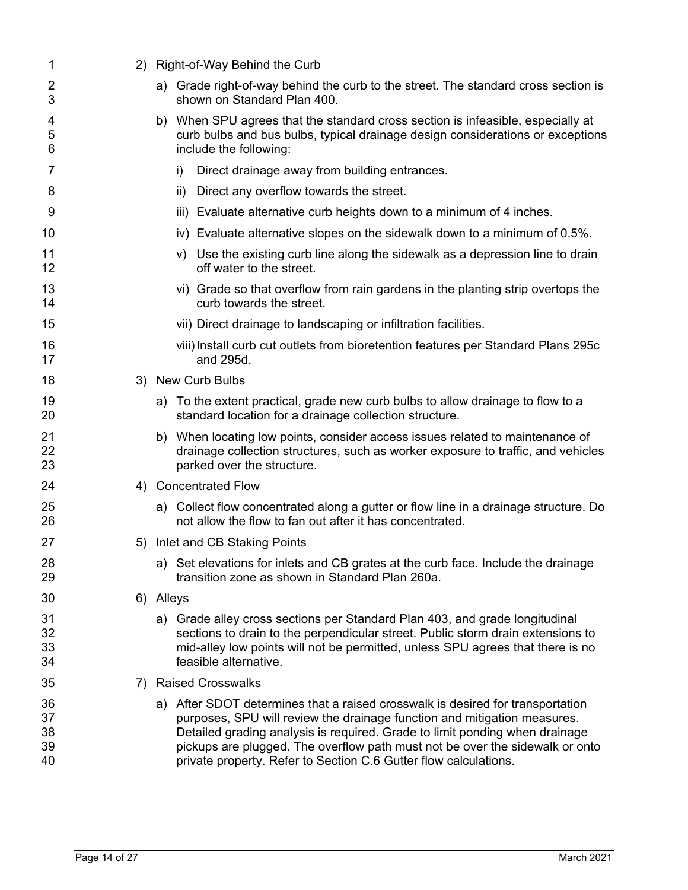2) Right-of-Way Behind the Curb

   a) Grade right-of-way behind the curb to the street. The standard cross section is shown on Standard Plan 400.

   b) When SPU agrees that the standard cross section is infeasible, especially at curb bulbs and bus bulbs, typical drainage design considerations or exceptions include the following:

      i) Direct drainage away from building entrances.

      ii) Direct any overflow towards the street.

      iii) Evaluate alternative curb heights down to a minimum of 4 inches.

      iv) Evaluate alternative slopes on the sidewalk down to a minimum of 0.5%.

      v) Use the existing curb line along the sidewalk as a depression line to drain off water to the street.

      vi) Grade so that overflow from rain gardens in the planting strip overtops the curb towards the street.

      vii) Direct drainage to landscaping or infiltration facilities.

      viii) Install curb cut outlets from bioretention features per Standard Plans 295c and 295d.

3) New Curb Bulbs

   a) To the extent practical, grade new curb bulbs to allow drainage to flow to a standard location for a drainage collection structure.

   b) When locating low points, consider access issues related to maintenance of drainage collection structures, such as worker exposure to traffic, and vehicles parked over the structure.

4) Concentrated Flow

   a) Collect flow concentrated along a gutter or flow line in a drainage structure. Do not allow the flow to fan out after it has concentrated.

5) Inlet and CB Staking Points

   a) Set elevations for inlets and CB grates at the curb face. Include the drainage transition zone as shown in Standard Plan 260a.

6) Alleys

   a) Grade alley cross sections per Standard Plan 403, and grade longitudinal sections to drain to the perpendicular street. Public storm drain extensions to mid-alley low points will not be permitted, unless SPU agrees that there is no feasible alternative.

7) Raised Crosswalks

   a) After SDOT determines that a raised crosswalk is desired for transportation purposes, SPU will review the drainage function and mitigation measures. Detailed grading analysis is required. Grade to limit ponding when drainage pickups are plugged. The overflow path must not be over the sidewalk or onto private property. Refer to Section C.6 Gutter flow calculations.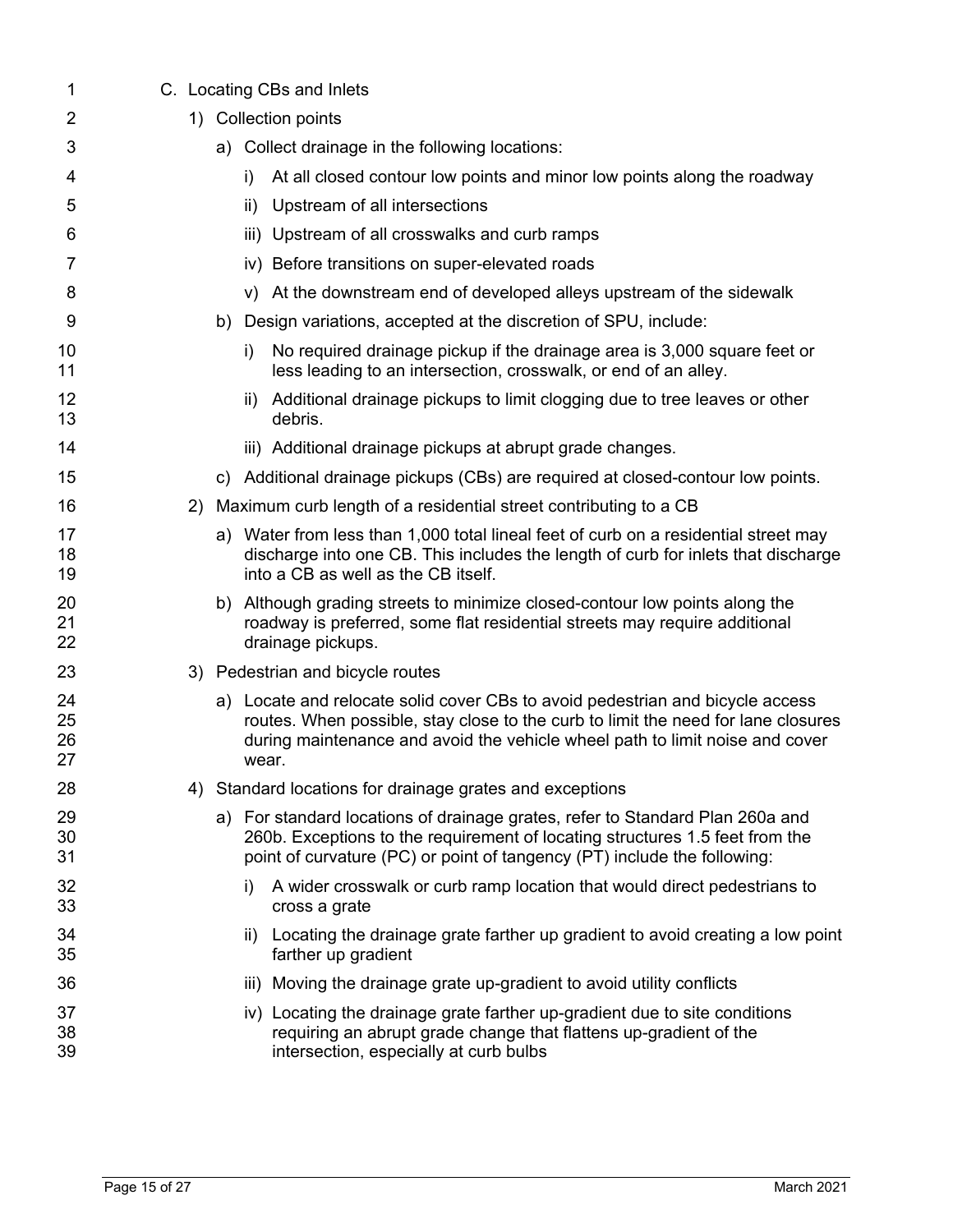C. Locating CBs and Inlets

1) Collection points

a) Collect drainage in the following locations:

i) At all closed contour low points and minor low points along the roadway

ii) Upstream of all intersections

iii) Upstream of all crosswalks and curb ramps

iv) Before transitions on super-elevated roads

v) At the downstream end of developed alleys upstream of the sidewalk

b) Design variations, accepted at the discretion of SPU, include:

i) No required drainage pickup if the drainage area is 3,000 square feet or less leading to an intersection, crosswalk, or end of an alley.

ii) Additional drainage pickups to limit clogging due to tree leaves or other debris.

iii) Additional drainage pickups at abrupt grade changes.

c) Additional drainage pickups (CBs) are required at closed-contour low points.

2) Maximum curb length of a residential street contributing to a CB

a) Water from less than 1,000 total lineal feet of curb on a residential street may discharge into one CB. This includes the length of curb for inlets that discharge into a CB as well as the CB itself.

b) Although grading streets to minimize closed-contour low points along the roadway is preferred, some flat residential streets may require additional drainage pickups.

3) Pedestrian and bicycle routes

a) Locate and relocate solid cover CBs to avoid pedestrian and bicycle access routes. When possible, stay close to the curb to limit the need for lane closures during maintenance and avoid the vehicle wheel path to limit noise and cover wear.

4) Standard locations for drainage grates and exceptions

a) For standard locations of drainage grates, refer to Standard Plan 260a and 260b. Exceptions to the requirement of locating structures 1.5 feet from the point of curvature (PC) or point of tangency (PT) include the following:

i) A wider crosswalk or curb ramp location that would direct pedestrians to cross a grate

ii) Locating the drainage grate farther up gradient to avoid creating a low point farther up gradient

iii) Moving the drainage grate up-gradient to avoid utility conflicts

iv) Locating the drainage grate farther up-gradient due to site conditions requiring an abrupt grade change that flattens up-gradient of the intersection, especially at curb bulbs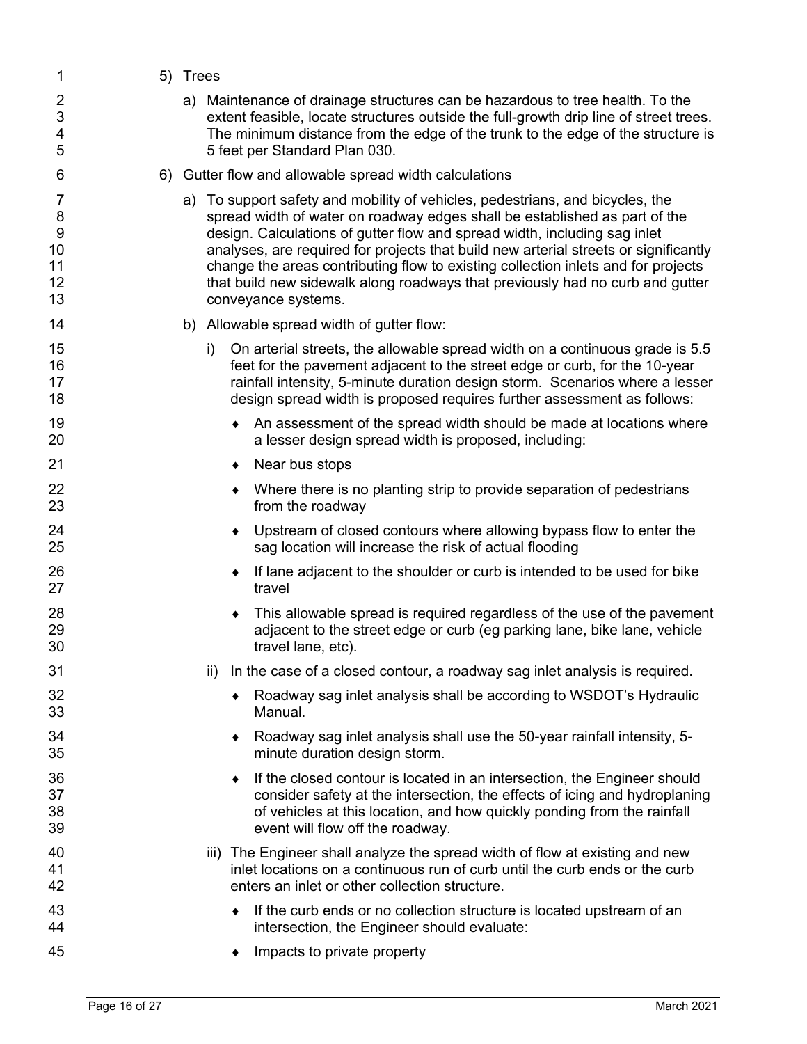5) Trees

   a) Maintenance of drainage structures can be hazardous to tree health. To the extent feasible, locate structures outside the full-growth drip line of street trees. The minimum distance from the edge of the trunk to the edge of the structure is 5 feet per Standard Plan 030.

6) Gutter flow and allowable spread width calculations

   a) To support safety and mobility of vehicles, pedestrians, and bicycles, the spread width of water on roadway edges shall be established as part of the design. Calculations of gutter flow and spread width, including sag inlet analyses, are required for projects that build new arterial streets or significantly change the areas contributing flow to existing collection inlets and for projects that build new sidewalk along roadways that previously had no curb and gutter conveyance systems.

   b) Allowable spread width of gutter flow:

      i) On arterial streets, the allowable spread width on a continuous grade is 5.5 feet for the pavement adjacent to the street edge or curb, for the 10-year rainfall intensity, 5-minute duration design storm. Scenarios where a lesser design spread width is proposed requires further assessment as follows:

         - An assessment of the spread width should be made at locations where a lesser design spread width is proposed, including:
         - Near bus stops
         - Where there is no planting strip to provide separation of pedestrians from the roadway
         - Upstream of closed contours where allowing bypass flow to enter the sag location will increase the risk of actual flooding
         - If lane adjacent to the shoulder or curb is intended to be used for bike travel
         - This allowable spread is required regardless of the use of the pavement adjacent to the street edge or curb (eg parking lane, bike lane, vehicle travel lane, etc).

      ii) In the case of a closed contour, a roadway sag inlet analysis is required.

         - Roadway sag inlet analysis shall be according to WSDOT's Hydraulic Manual.
         - Roadway sag inlet analysis shall use the 50-year rainfall intensity, 5-minute duration design storm.
         - If the closed contour is located in an intersection, the Engineer should consider safety at the intersection, the effects of icing and hydroplaning of vehicles at this location, and how quickly ponding from the rainfall event will flow off the roadway.

      iii) The Engineer shall analyze the spread width of flow at existing and new inlet locations on a continuous run of curb until the curb ends or the curb enters an inlet or other collection structure.

         - If the curb ends or no collection structure is located upstream of an intersection, the Engineer should evaluate:
         - Impacts to private property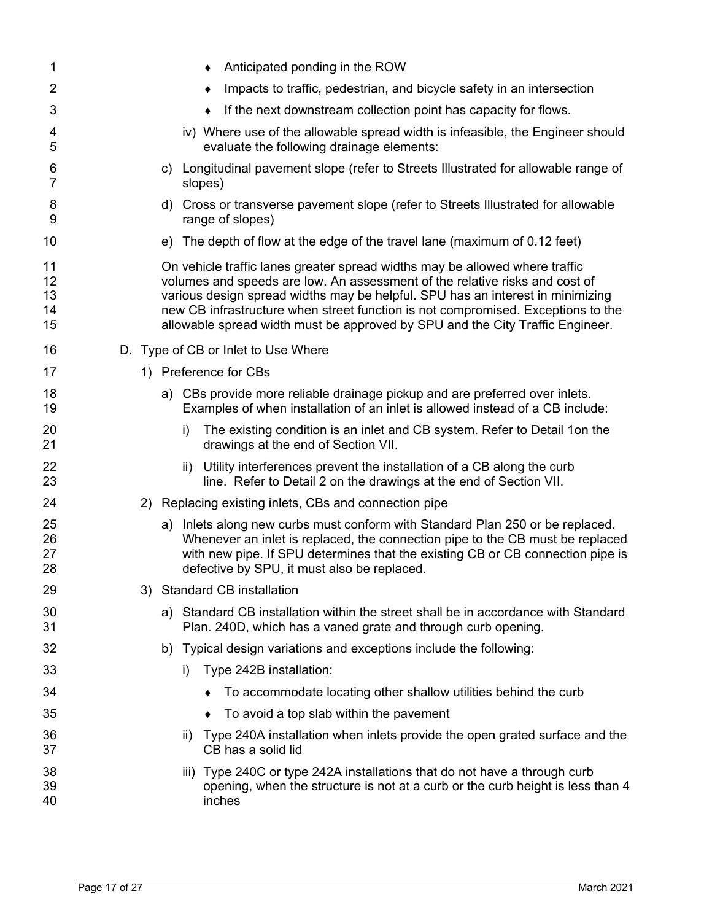- Anticipated ponding in the ROW
- Impacts to traffic, pedestrian, and bicycle safety in an intersection
- If the next downstream collection point has capacity for flows.

iv) Where use of the allowable spread width is infeasible, the Engineer should evaluate the following drainage elements:

c) Longitudinal pavement slope (refer to Streets Illustrated for allowable range of slopes)

d) Cross or transverse pavement slope (refer to Streets Illustrated for allowable range of slopes)

e) The depth of flow at the edge of the travel lane (maximum of 0.12 feet)

On vehicle traffic lanes greater spread widths may be allowed where traffic volumes and speeds are low. An assessment of the relative risks and cost of various design spread widths may be helpful. SPU has an interest in minimizing new CB infrastructure when street function is not compromised. Exceptions to the allowable spread width must be approved by SPU and the City Traffic Engineer.

D. Type of CB or Inlet to Use Where

1) Preference for CBs

a) CBs provide more reliable drainage pickup and are preferred over inlets. Examples of when installation of an inlet is allowed instead of a CB include:

i) The existing condition is an inlet and CB system. Refer to Detail 1on the drawings at the end of Section VII.

ii) Utility interferences prevent the installation of a CB along the curb line. Refer to Detail 2 on the drawings at the end of Section VII.

2) Replacing existing inlets, CBs and connection pipe

a) Inlets along new curbs must conform with Standard Plan 250 or be replaced. Whenever an inlet is replaced, the connection pipe to the CB must be replaced with new pipe. If SPU determines that the existing CB or CB connection pipe is defective by SPU, it must also be replaced.

3) Standard CB installation

a) Standard CB installation within the street shall be in accordance with Standard Plan. 240D, which has a vaned grate and through curb opening.

b) Typical design variations and exceptions include the following:

i) Type 242B installation:

- To accommodate locating other shallow utilities behind the curb
- To avoid a top slab within the pavement

ii) Type 240A installation when inlets provide the open grated surface and the CB has a solid lid

iii) Type 240C or type 242A installations that do not have a through curb opening, when the structure is not at a curb or the curb height is less than 4 inches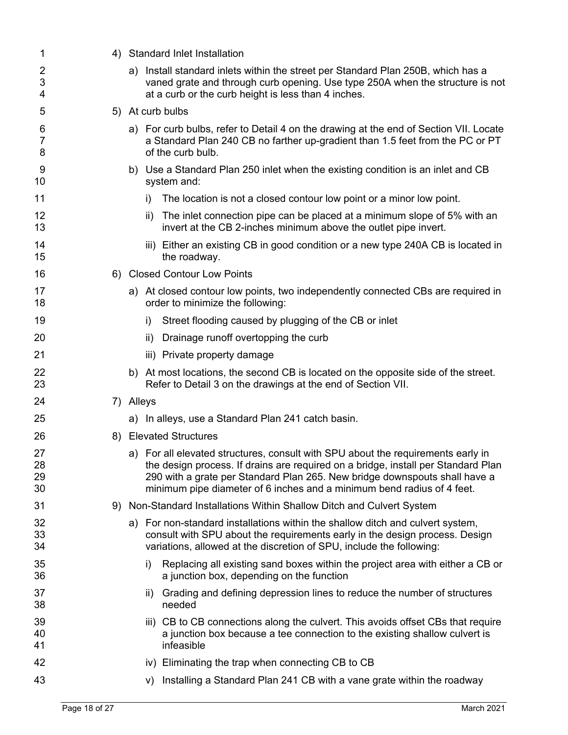4) Standard Inlet Installation

   a) Install standard inlets within the street per Standard Plan 250B, which has a vaned grate and through curb opening. Use type 250A when the structure is not at a curb or the curb height is less than 4 inches.

5) At curb bulbs

   a) For curb bulbs, refer to Detail 4 on the drawing at the end of Section VII. Locate a Standard Plan 240 CB no farther up-gradient than 1.5 feet from the PC or PT of the curb bulb.

   b) Use a Standard Plan 250 inlet when the existing condition is an inlet and CB system and:

      i) The location is not a closed contour low point or a minor low point.

      ii) The inlet connection pipe can be placed at a minimum slope of 5% with an invert at the CB 2-inches minimum above the outlet pipe invert.

      iii) Either an existing CB in good condition or a new type 240A CB is located in the roadway.

6) Closed Contour Low Points

   a) At closed contour low points, two independently connected CBs are required in order to minimize the following:

      i) Street flooding caused by plugging of the CB or inlet

      ii) Drainage runoff overtopping the curb

      iii) Private property damage

   b) At most locations, the second CB is located on the opposite side of the street. Refer to Detail 3 on the drawings at the end of Section VII.

7) Alleys

   a) In alleys, use a Standard Plan 241 catch basin.

8) Elevated Structures

   a) For all elevated structures, consult with SPU about the requirements early in the design process. If drains are required on a bridge, install per Standard Plan 290 with a grate per Standard Plan 265. New bridge downspouts shall have a minimum pipe diameter of 6 inches and a minimum bend radius of 4 feet.

9) Non-Standard Installations Within Shallow Ditch and Culvert System

   a) For non-standard installations within the shallow ditch and culvert system, consult with SPU about the requirements early in the design process. Design variations, allowed at the discretion of SPU, include the following:

      i) Replacing all existing sand boxes within the project area with either a CB or a junction box, depending on the function

      ii) Grading and defining depression lines to reduce the number of structures needed

      iii) CB to CB connections along the culvert. This avoids offset CBs that require a junction box because a tee connection to the existing shallow culvert is infeasible

      iv) Eliminating the trap when connecting CB to CB

      v) Installing a Standard Plan 241 CB with a vane grate within the roadway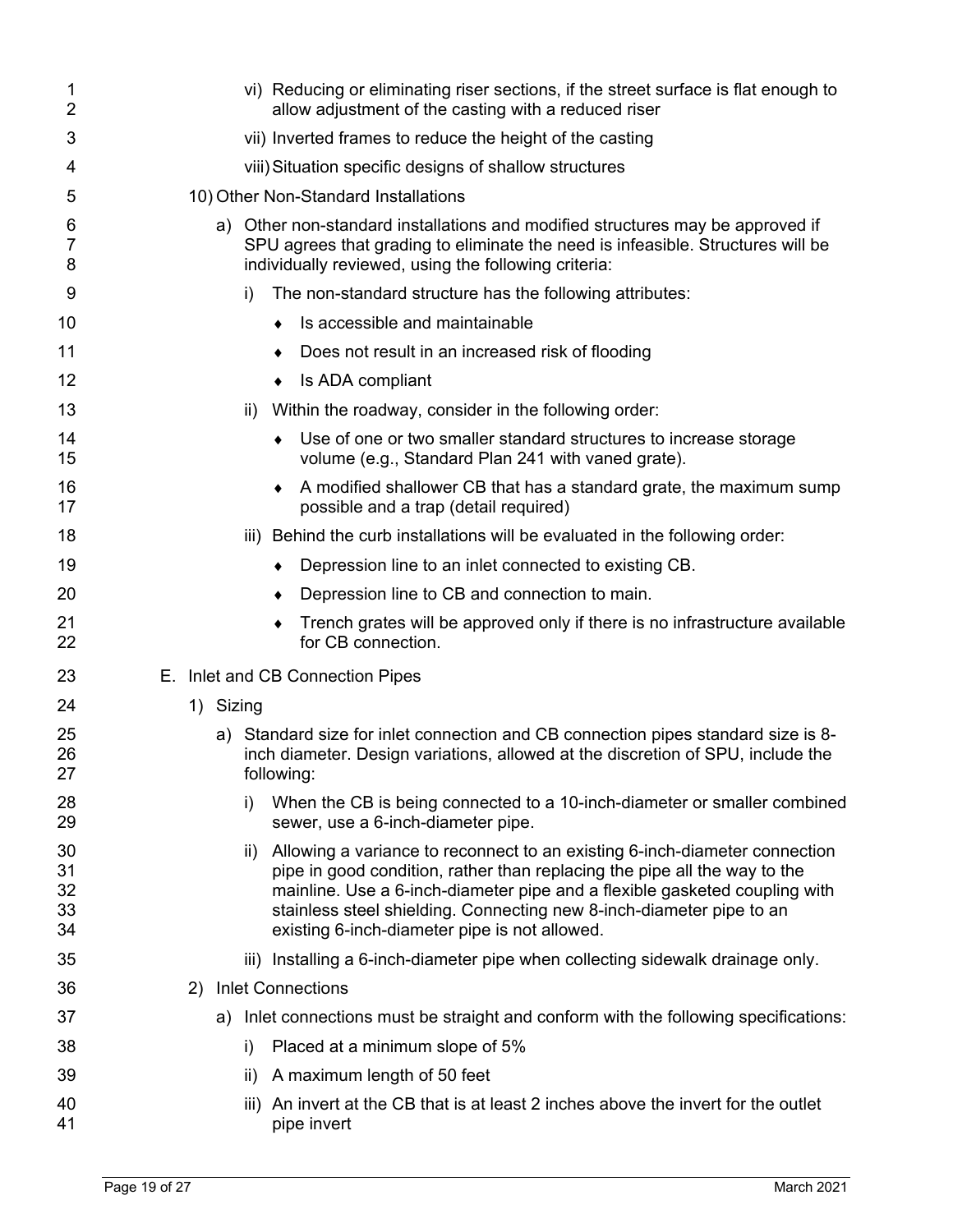vi) Reducing or eliminating riser sections, if the street surface is flat enough to allow adjustment of the casting with a reduced riser

vii) Inverted frames to reduce the height of the casting

viii) Situation specific designs of shallow structures

10) Other Non-Standard Installations

a) Other non-standard installations and modified structures may be approved if SPU agrees that grading to eliminate the need is infeasible. Structures will be individually reviewed, using the following criteria:

i) The non-standard structure has the following attributes:

- Is accessible and maintainable
- Does not result in an increased risk of flooding
- Is ADA compliant

ii) Within the roadway, consider in the following order:

- Use of one or two smaller standard structures to increase storage volume (e.g., Standard Plan 241 with vaned grate).
- A modified shallower CB that has a standard grate, the maximum sump possible and a trap (detail required)

iii) Behind the curb installations will be evaluated in the following order:

- Depression line to an inlet connected to existing CB.
- Depression line to CB and connection to main.
- Trench grates will be approved only if there is no infrastructure available for CB connection.

E. Inlet and CB Connection Pipes

1) Sizing

a) Standard size for inlet connection and CB connection pipes standard size is 8-inch diameter. Design variations, allowed at the discretion of SPU, include the following:

i) When the CB is being connected to a 10-inch-diameter or smaller combined sewer, use a 6-inch-diameter pipe.

ii) Allowing a variance to reconnect to an existing 6-inch-diameter connection pipe in good condition, rather than replacing the pipe all the way to the mainline. Use a 6-inch-diameter pipe and a flexible gasketed coupling with stainless steel shielding. Connecting new 8-inch-diameter pipe to an existing 6-inch-diameter pipe is not allowed.

iii) Installing a 6-inch-diameter pipe when collecting sidewalk drainage only.

2) Inlet Connections

a) Inlet connections must be straight and conform with the following specifications:

i) Placed at a minimum slope of 5%

ii) A maximum length of 50 feet

iii) An invert at the CB that is at least 2 inches above the invert for the outlet pipe invert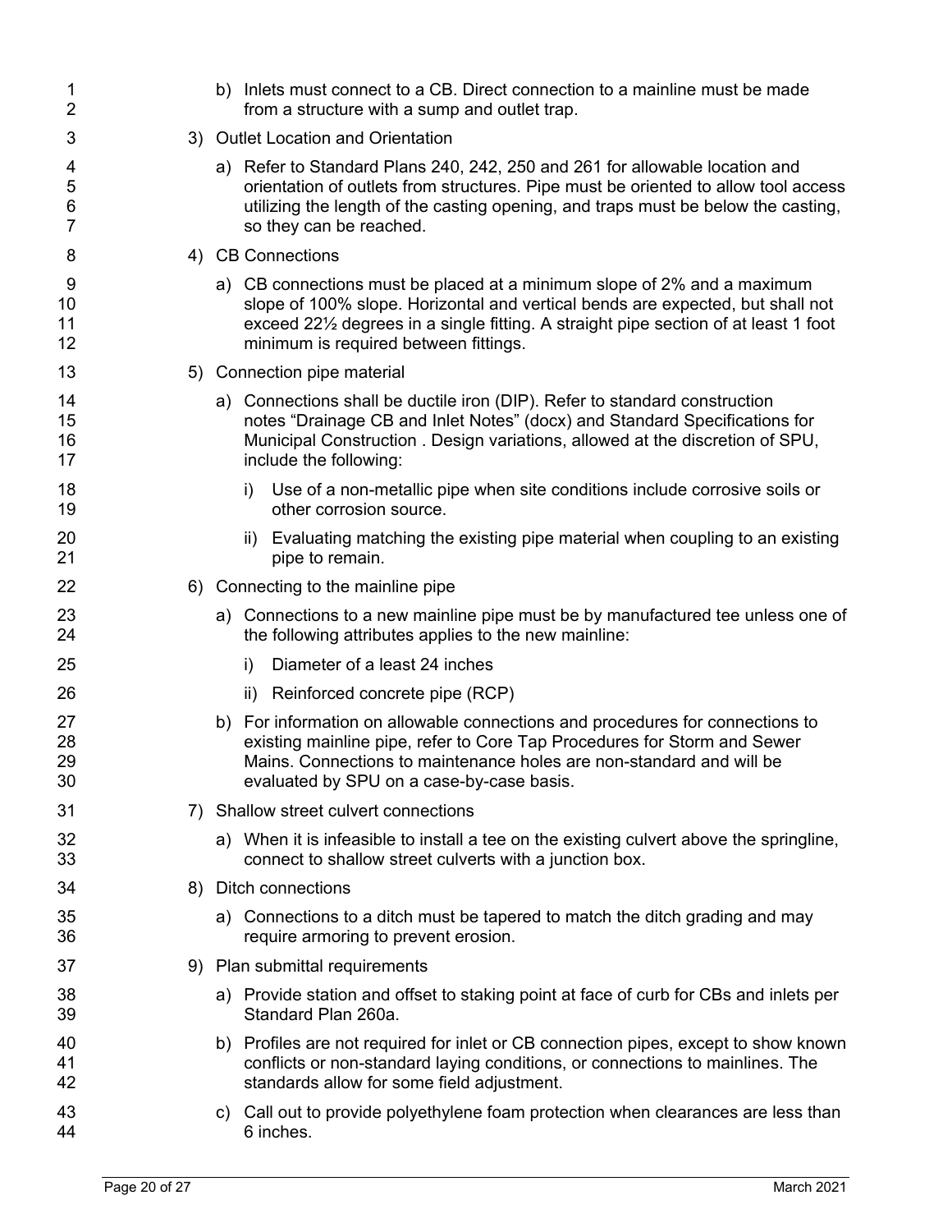b) Inlets must connect to a CB. Direct connection to a mainline must be made from a structure with a sump and outlet trap.

3) Outlet Location and Orientation

   a) Refer to Standard Plans 240, 242, 250 and 261 for allowable location and orientation of outlets from structures. Pipe must be oriented to allow tool access utilizing the length of the casting opening, and traps must be below the casting, so they can be reached.

4) CB Connections

   a) CB connections must be placed at a minimum slope of 2% and a maximum slope of 100% slope. Horizontal and vertical bends are expected, but shall not exceed 22½ degrees in a single fitting. A straight pipe section of at least 1 foot minimum is required between fittings.

5) Connection pipe material

   a) Connections shall be ductile iron (DIP). Refer to standard construction notes "Drainage CB and Inlet Notes" (docx) and Standard Specifications for Municipal Construction . Design variations, allowed at the discretion of SPU, include the following:

      i) Use of a non-metallic pipe when site conditions include corrosive soils or other corrosion source.

      ii) Evaluating matching the existing pipe material when coupling to an existing pipe to remain.

6) Connecting to the mainline pipe

   a) Connections to a new mainline pipe must be by manufactured tee unless one of the following attributes applies to the new mainline:

      i) Diameter of a least 24 inches

      ii) Reinforced concrete pipe (RCP)

   b) For information on allowable connections and procedures for connections to existing mainline pipe, refer to Core Tap Procedures for Storm and Sewer Mains. Connections to maintenance holes are non-standard and will be evaluated by SPU on a case-by-case basis.

7) Shallow street culvert connections

   a) When it is infeasible to install a tee on the existing culvert above the springline, connect to shallow street culverts with a junction box.

8) Ditch connections

   a) Connections to a ditch must be tapered to match the ditch grading and may require armoring to prevent erosion.

9) Plan submittal requirements

   a) Provide station and offset to staking point at face of curb for CBs and inlets per Standard Plan 260a.

   b) Profiles are not required for inlet or CB connection pipes, except to show known conflicts or non-standard laying conditions, or connections to mainlines. The standards allow for some field adjustment.

   c) Call out to provide polyethylene foam protection when clearances are less than 6 inches.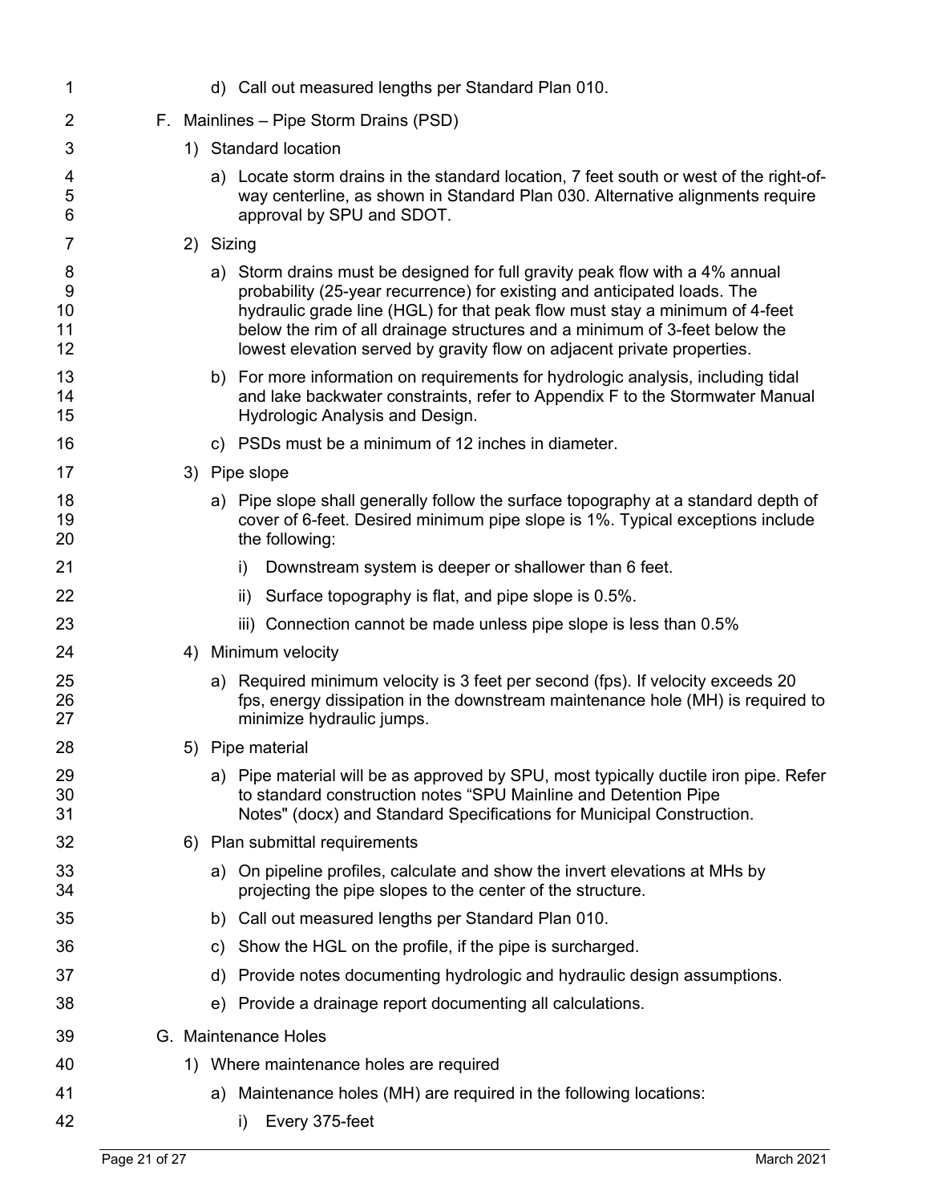d) Call out measured lengths per Standard Plan 010.

F. Mainlines – Pipe Storm Drains (PSD)

1) Standard location

a) Locate storm drains in the standard location, 7 feet south or west of the right-of-way centerline, as shown in Standard Plan 030. Alternative alignments require approval by SPU and SDOT.

2) Sizing

a) Storm drains must be designed for full gravity peak flow with a 4% annual probability (25-year recurrence) for existing and anticipated loads. The hydraulic grade line (HGL) for that peak flow must stay a minimum of 4-feet below the rim of all drainage structures and a minimum of 3-feet below the lowest elevation served by gravity flow on adjacent private properties.

b) For more information on requirements for hydrologic analysis, including tidal and lake backwater constraints, refer to Appendix F to the Stormwater Manual Hydrologic Analysis and Design.

c) PSDs must be a minimum of 12 inches in diameter.

3) Pipe slope

a) Pipe slope shall generally follow the surface topography at a standard depth of cover of 6-feet. Desired minimum pipe slope is 1%. Typical exceptions include the following:

i) Downstream system is deeper or shallower than 6 feet.

ii) Surface topography is flat, and pipe slope is 0.5%.

iii) Connection cannot be made unless pipe slope is less than 0.5%

4) Minimum velocity

a) Required minimum velocity is 3 feet per second (fps). If velocity exceeds 20 fps, energy dissipation in the downstream maintenance hole (MH) is required to minimize hydraulic jumps.

5) Pipe material

a) Pipe material will be as approved by SPU, most typically ductile iron pipe. Refer to standard construction notes "SPU Mainline and Detention Pipe Notes" (docx) and Standard Specifications for Municipal Construction.

6) Plan submittal requirements

a) On pipeline profiles, calculate and show the invert elevations at MHs by projecting the pipe slopes to the center of the structure.

b) Call out measured lengths per Standard Plan 010.

c) Show the HGL on the profile, if the pipe is surcharged.

d) Provide notes documenting hydrologic and hydraulic design assumptions.

e) Provide a drainage report documenting all calculations.

G. Maintenance Holes

1) Where maintenance holes are required

a) Maintenance holes (MH) are required in the following locations:

i) Every 375-feet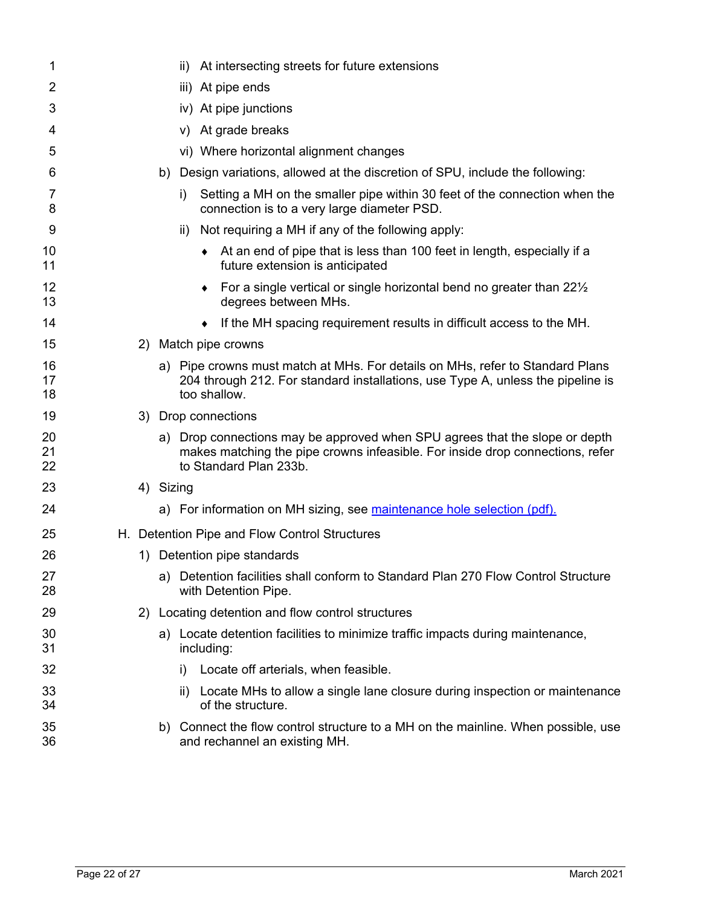ii) At intersecting streets for future extensions

iii) At pipe ends

iv) At pipe junctions

v) At grade breaks

vi) Where horizontal alignment changes

b) Design variations, allowed at the discretion of SPU, include the following:

i) Setting a MH on the smaller pipe within 30 feet of the connection when the connection is to a very large diameter PSD.

ii) Not requiring a MH if any of the following apply:

- At an end of pipe that is less than 100 feet in length, especially if a future extension is anticipated
- For a single vertical or single horizontal bend no greater than 22½ degrees between MHs.
- If the MH spacing requirement results in difficult access to the MH.

2) Match pipe crowns

a) Pipe crowns must match at MHs. For details on MHs, refer to Standard Plans 204 through 212. For standard installations, use Type A, unless the pipeline is too shallow.

3) Drop connections

a) Drop connections may be approved when SPU agrees that the slope or depth makes matching the pipe crowns infeasible. For inside drop connections, refer to Standard Plan 233b.

4) Sizing

a) For information on MH sizing, see [maintenance hole selection (pdf).]()

H. Detention Pipe and Flow Control Structures

1) Detention pipe standards

a) Detention facilities shall conform to Standard Plan 270 Flow Control Structure with Detention Pipe.

2) Locating detention and flow control structures

a) Locate detention facilities to minimize traffic impacts during maintenance, including:

i) Locate off arterials, when feasible.

ii) Locate MHs to allow a single lane closure during inspection or maintenance of the structure.

b) Connect the flow control structure to a MH on the mainline. When possible, use and rechannel an existing MH.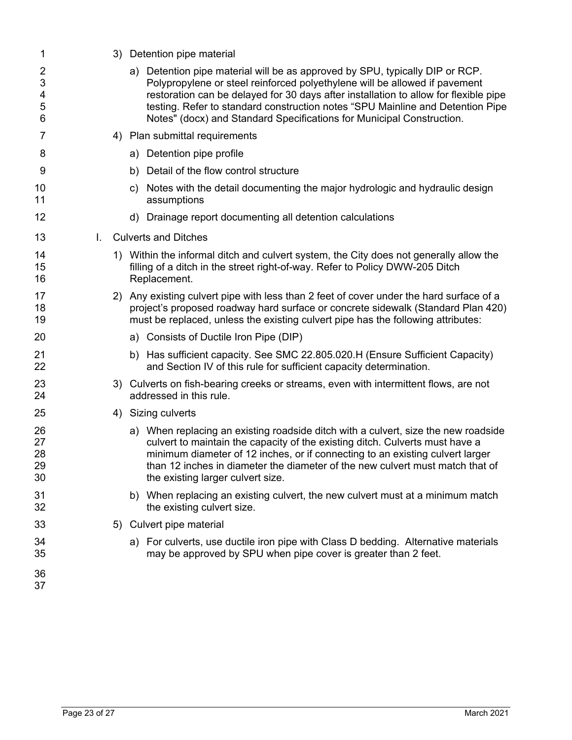3) Detention pipe material

    a) Detention pipe material will be as approved by SPU, typically DIP or RCP. Polypropylene or steel reinforced polyethylene will be allowed if pavement restoration can be delayed for 30 days after installation to allow for flexible pipe testing. Refer to standard construction notes "SPU Mainline and Detention Pipe Notes" (docx) and Standard Specifications for Municipal Construction.

4) Plan submittal requirements

    a) Detention pipe profile

    b) Detail of the flow control structure

    c) Notes with the detail documenting the major hydrologic and hydraulic design assumptions

    d) Drainage report documenting all detention calculations

I. Culverts and Ditches

1) Within the informal ditch and culvert system, the City does not generally allow the filling of a ditch in the street right-of-way. Refer to Policy DWW-205 Ditch Replacement.

2) Any existing culvert pipe with less than 2 feet of cover under the hard surface of a project's proposed roadway hard surface or concrete sidewalk (Standard Plan 420) must be replaced, unless the existing culvert pipe has the following attributes:

    a) Consists of Ductile Iron Pipe (DIP)

    b) Has sufficient capacity. See SMC 22.805.020.H (Ensure Sufficient Capacity) and Section IV of this rule for sufficient capacity determination.

3) Culverts on fish-bearing creeks or streams, even with intermittent flows, are not addressed in this rule.

4) Sizing culverts

    a) When replacing an existing roadside ditch with a culvert, size the new roadside culvert to maintain the capacity of the existing ditch. Culverts must have a minimum diameter of 12 inches, or if connecting to an existing culvert larger than 12 inches in diameter the diameter of the new culvert must match that of the existing larger culvert size.

    b) When replacing an existing culvert, the new culvert must at a minimum match the existing culvert size.

5) Culvert pipe material

    a) For culverts, use ductile iron pipe with Class D bedding. Alternative materials may be approved by SPU when pipe cover is greater than 2 feet.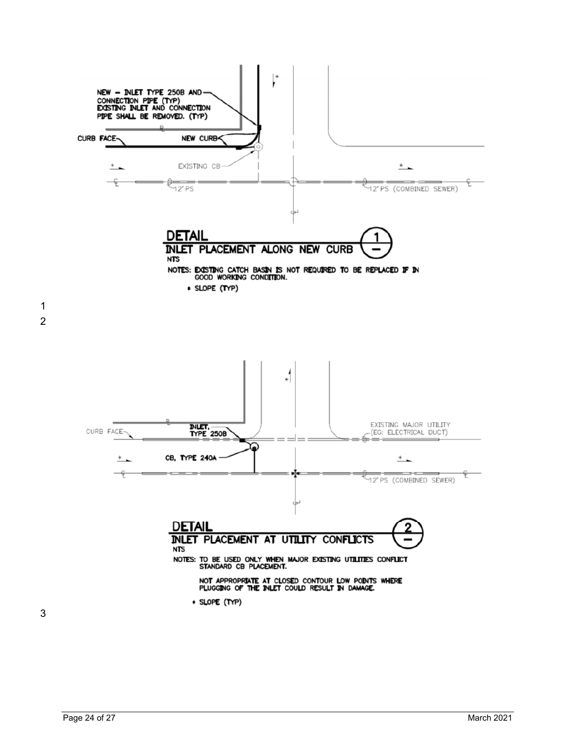NEW – INLET TYPE 250B AND CONNECTION PIPE (TYP)
EXISTING INLET AND CONNECTION PIPE SHALL BE REMOVED. (TYP)

CURB FACE

NEW CURB

EXISTING CB

12" PS

12" PS (COMBINED SEWER)

**DETAIL 1**
**INLET PLACEMENT ALONG NEW CURB**
NTS

NOTES: EXISTING CATCH BASIN IS NOT REQUIRED TO BE REPLACED IF IN GOOD WORKING CONDITION.

\* SLOPE (TYP)

CURB FACE

INLET, TYPE 250B

EXISTING MAJOR UTILITY (EG: ELECTRICAL DUCT)

CB, TYPE 240A

12" PS (COMBINED SEWER)

**DETAIL 2**
**INLET PLACEMENT AT UTILITY CONFLICTS**
NTS

NOTES: TO BE USED ONLY WHEN MAJOR EXISTING UTILITIES CONFLICT STANDARD CB PLACEMENT.

NOT APPROPRIATE AT CLOSED CONTOUR LOW POINTS WHERE PLUGGING OF THE INLET COULD RESULT IN DAMAGE.

\* SLOPE (TYP)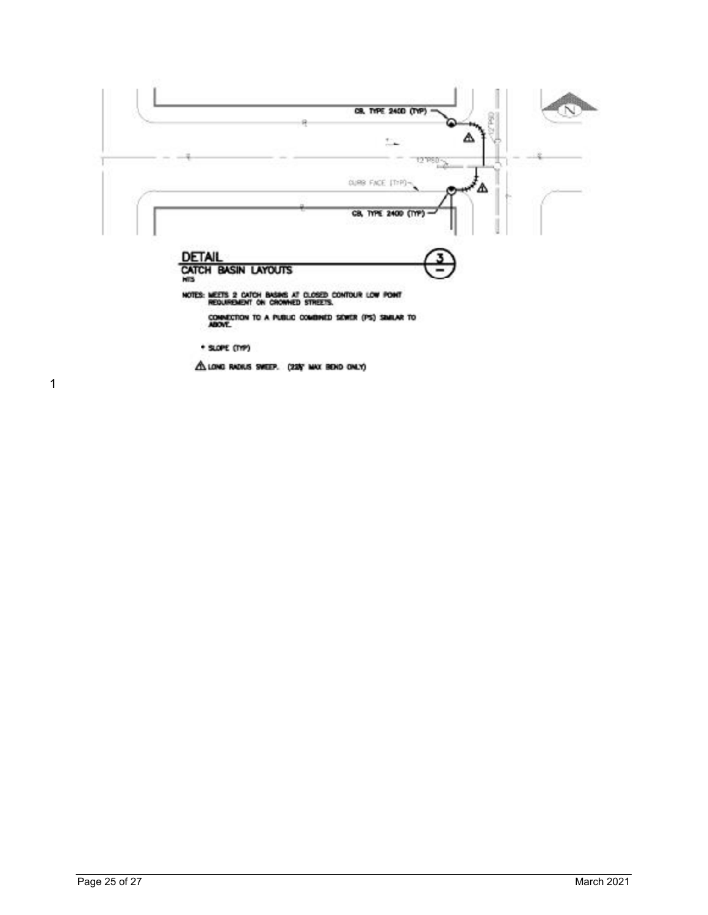CB, TYPE 2400 (TYP)

12" PSD

12" PSD

CURB FACE (TYP)

CB, TYPE 2400 (TYP)

**DETAIL**

**CATCH BASIN LAYOUTS**

NTS

NOTES: MEETS 2 CATCH BASINS AT CLOSED CONTOUR LOW POINT REQUIREMENT ON CROWNED STREETS.

CONNECTION TO A PUBLIC COMBINED SEWER (PS) SIMILAR TO ABOVE.

* SLOPE (TYP)

⚠ LONG RADIUS SWEEP. (22½° MAX BEND ONLY)

1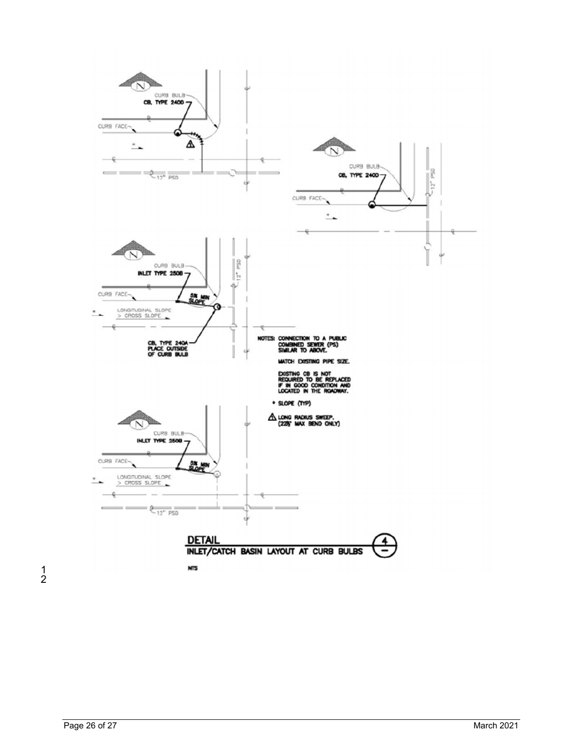CURB BULB

CB, TYPE 240D

CURB FACE

12" PSD

CURB BULB

CB, TYPE 240D

CURB FACE

12" PSD

CURB BULB

INLET TYPE 250B

CURB FACE

5% MIN SLOPE

LONGITUDINAL SLOPE > CROSS SLOPE

12" PSD

CB, TYPE 240A PLACE OUTSIDE OF CURB BULB

NOTES: CONNECTION TO A PUBLIC COMBINED SEWER (PS) SIMILAR TO ABOVE.

MATCH EXISTING PIPE SIZE.

EXISTING CB IS NOT REQUIRED TO BE REPLACED IF IN GOOD CONDITION AND LOCATED IN THE ROADWAY.

\* SLOPE (TYP)

⚠ LONG RADIUS SWEEP. (22½° MAX BEND ONLY)

CURB BULB

INLET TYPE 250B

CURB FACE

5% MIN SLOPE

LONGITUDINAL SLOPE > CROSS SLOPE

12" PSD

**DETAIL**

**INLET/CATCH BASIN LAYOUT AT CURB BULBS** (4/–)

NTS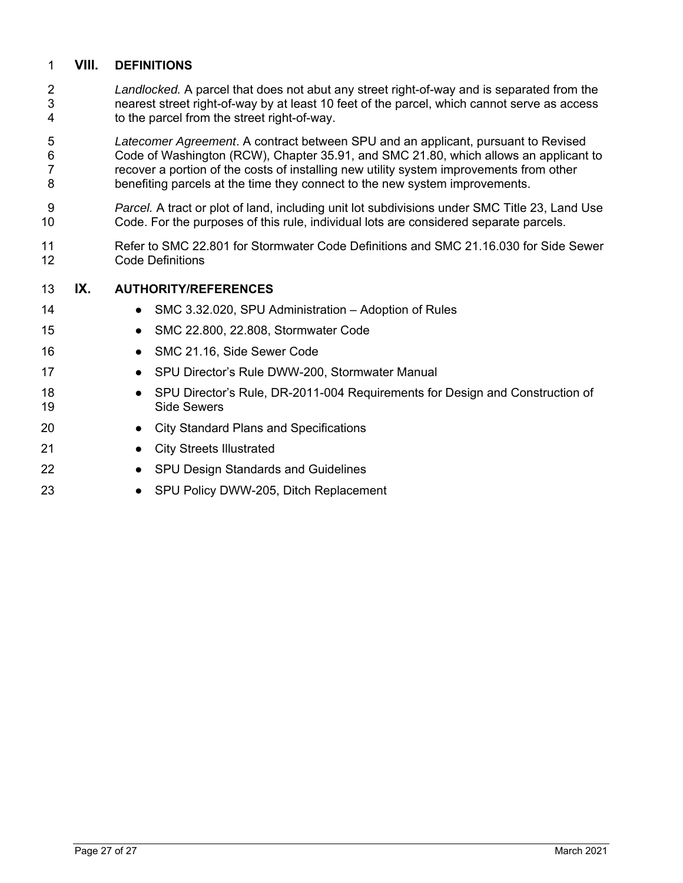## VIII. DEFINITIONS

*Landlocked.* A parcel that does not abut any street right-of-way and is separated from the nearest street right-of-way by at least 10 feet of the parcel, which cannot serve as access to the parcel from the street right-of-way.

*Latecomer Agreement*. A contract between SPU and an applicant, pursuant to Revised Code of Washington (RCW), Chapter 35.91, and SMC 21.80, which allows an applicant to recover a portion of the costs of installing new utility system improvements from other benefiting parcels at the time they connect to the new system improvements.

*Parcel.* A tract or plot of land, including unit lot subdivisions under SMC Title 23, Land Use Code. For the purposes of this rule, individual lots are considered separate parcels.

Refer to SMC 22.801 for Stormwater Code Definitions and SMC 21.16.030 for Side Sewer Code Definitions

## IX. AUTHORITY/REFERENCES

- SMC 3.32.020, SPU Administration – Adoption of Rules
- SMC 22.800, 22.808, Stormwater Code
- SMC 21.16, Side Sewer Code
- SPU Director's Rule DWW-200, Stormwater Manual
- SPU Director's Rule, DR-2011-004 Requirements for Design and Construction of Side Sewers
- City Standard Plans and Specifications
- City Streets Illustrated
- SPU Design Standards and Guidelines
- SPU Policy DWW-205, Ditch Replacement